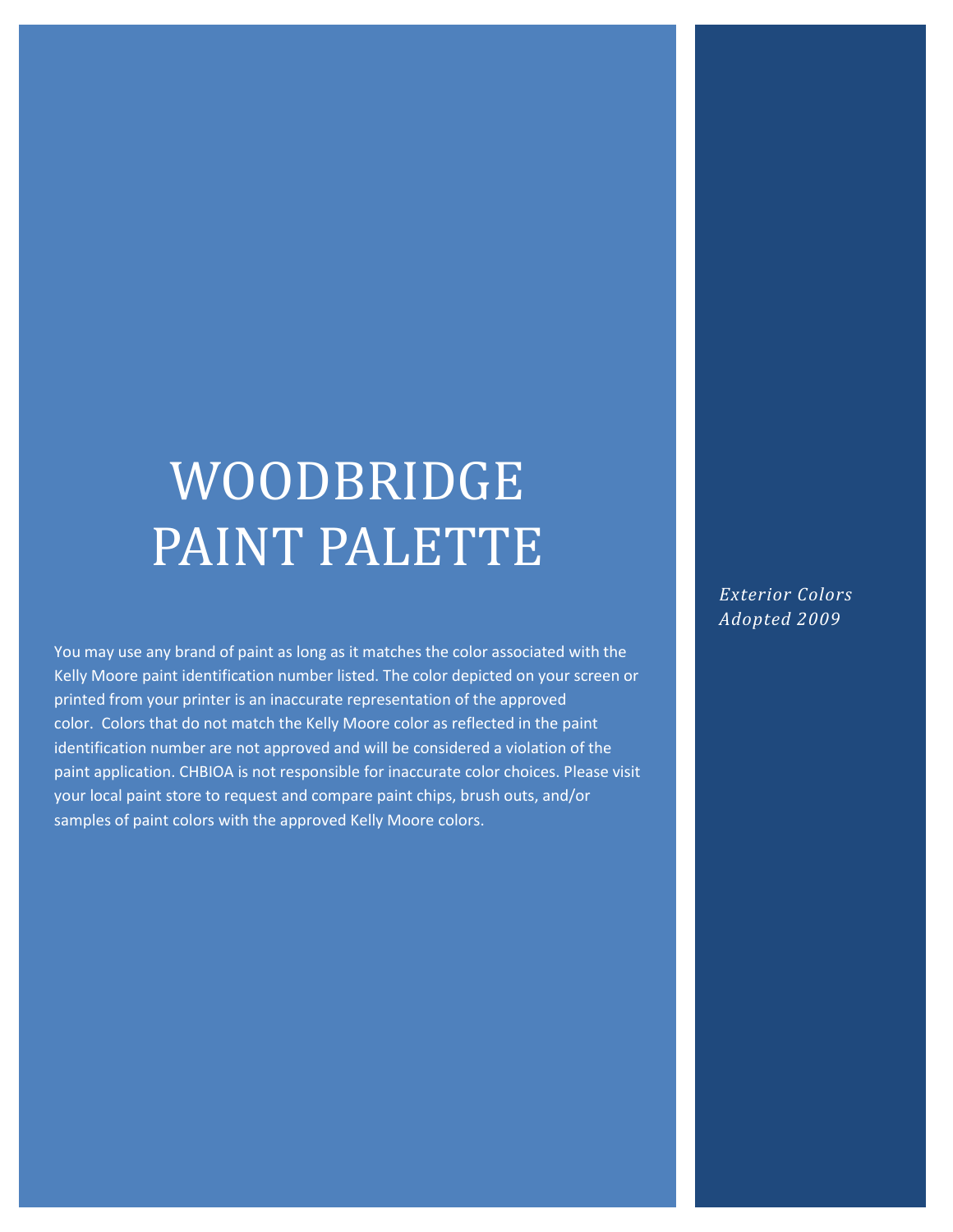# WOODBRIDGE PAINT PALETTE

You may use any brand of paint as long as it matches the color associated with the Kelly Moore paint identification number listed. The color depicted on your screen or printed from your printer is an inaccurate representation of the approved color. Colors that do not match the Kelly Moore color as reflected in the paint identification number are not approved and will be considered a violation of the paint application. CHBIOA is not responsible for inaccurate color choices. Please visit your local paint store to request and compare paint chips, brush outs, and/or samples of paint colors with the approved Kelly Moore colors.

*Exterior Colors*
*Adopted 2009*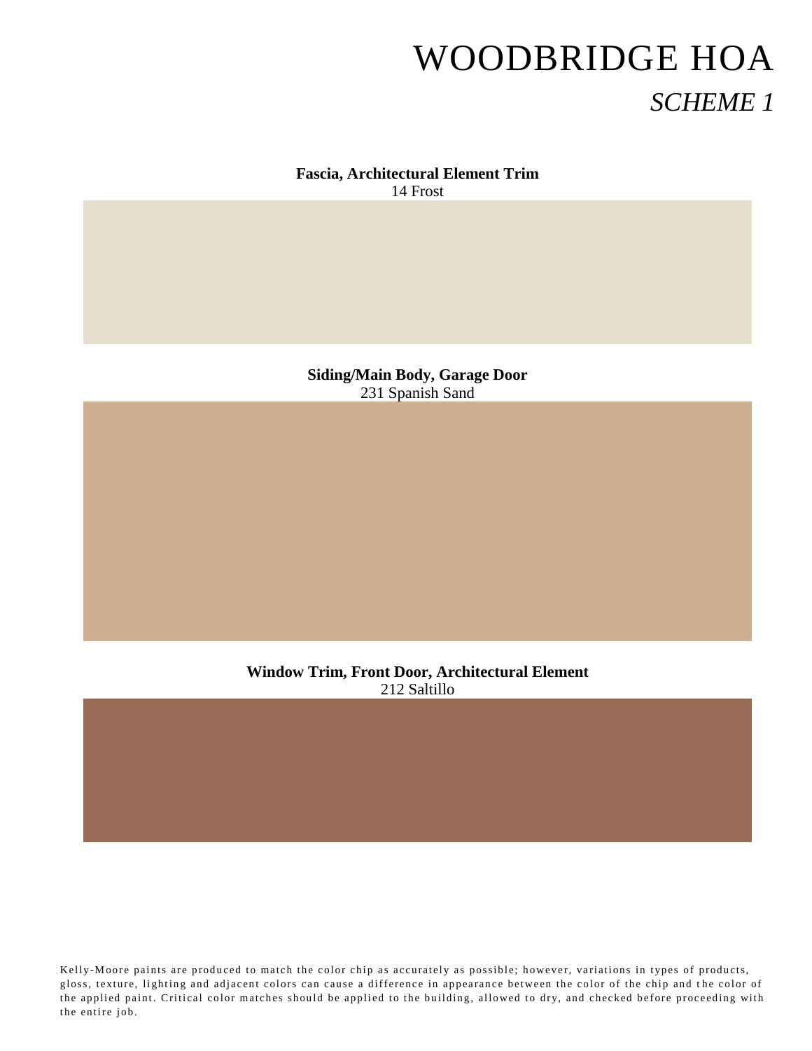# WOODBRIDGE HOA

## *SCHEME 1*

**Fascia, Architectural Element Trim**
14 Frost

**Siding/Main Body, Garage Door**
231 Spanish Sand

**Window Trim, Front Door, Architectural Element**
212 Saltillo

Kelly-Moore paints are produced to match the color chip as accurately as possible; however, variations in types of products, gloss, texture, lighting and adjacent colors can cause a difference in appearance between the color of the chip and the color of the applied paint. Critical color matches should be applied to the building, allowed to dry, and checked before proceeding with the entire job.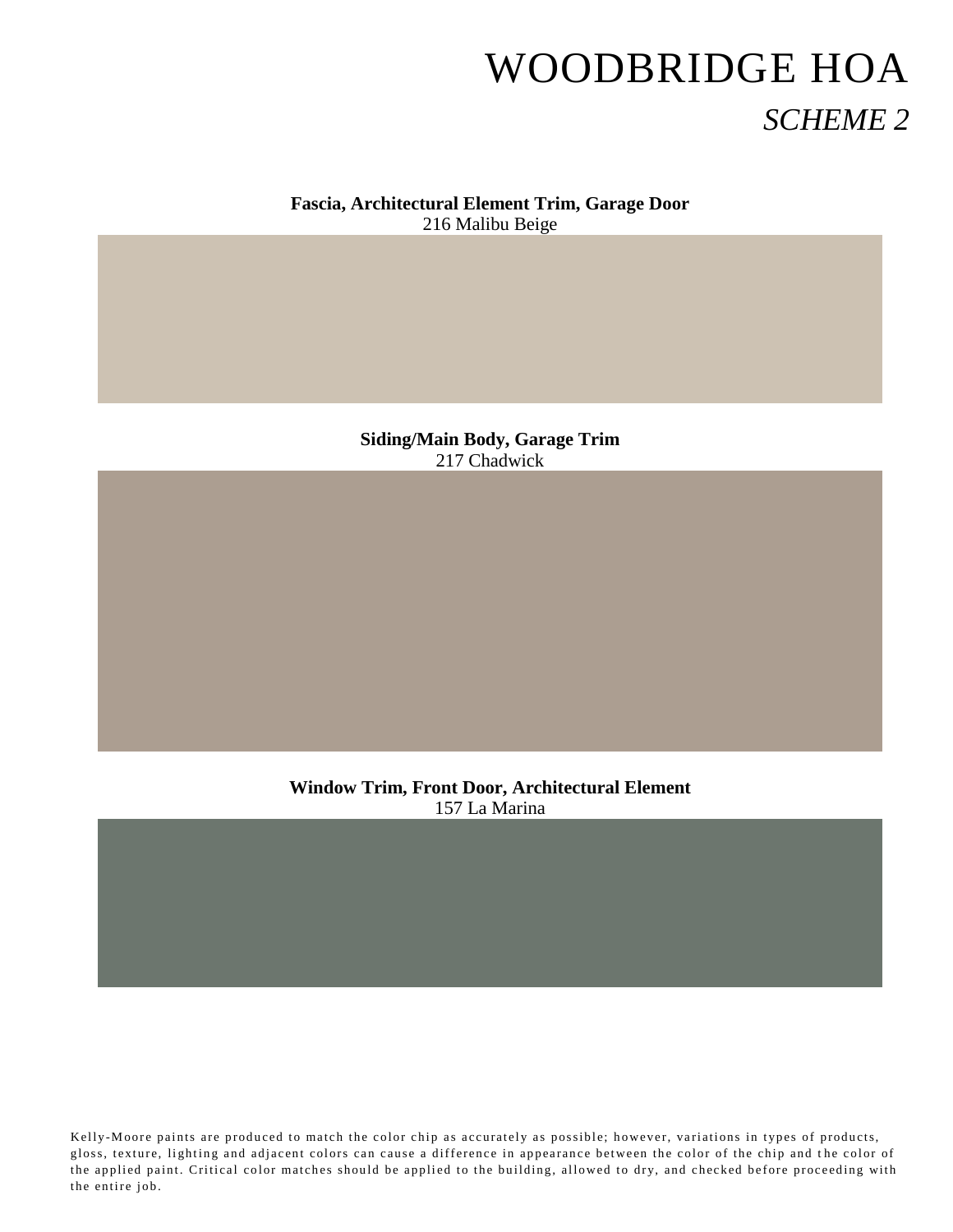# WOODBRIDGE HOA

## *SCHEME 2*

**Fascia, Architectural Element Trim, Garage Door**
216 Malibu Beige

**Siding/Main Body, Garage Trim**
217 Chadwick

**Window Trim, Front Door, Architectural Element**
157 La Marina

Kelly-Moore paints are produced to match the color chip as accurately as possible; however, variations in types of products, gloss, texture, lighting and adjacent colors can cause a difference in appearance between the color of the chip and the color of the applied paint. Critical color matches should be applied to the building, allowed to dry, and checked before proceeding with the entire job.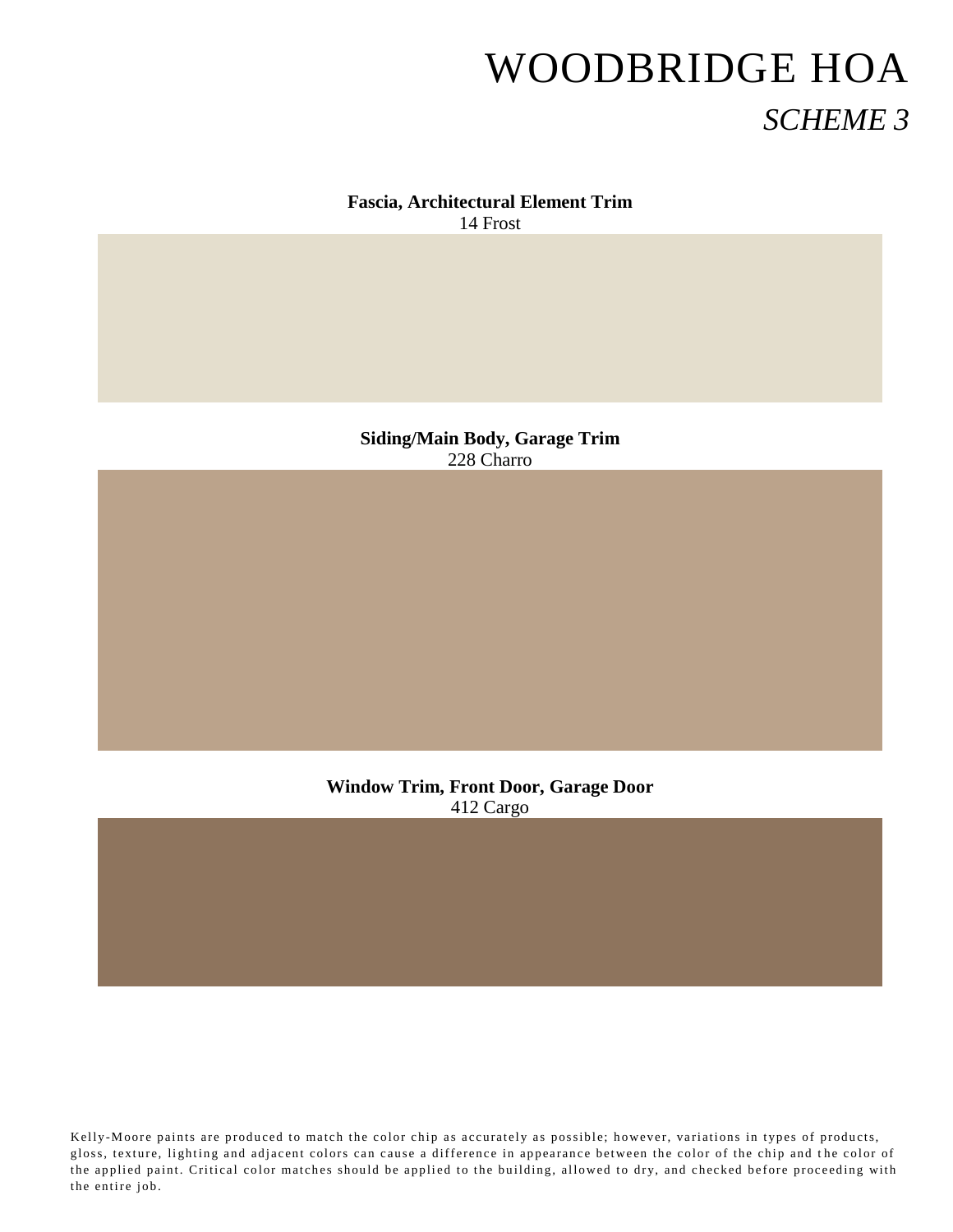# WOODBRIDGE HOA

## *SCHEME 3*

**Fascia, Architectural Element Trim**
14 Frost

**Siding/Main Body, Garage Trim**
228 Charro

**Window Trim, Front Door, Garage Door**
412 Cargo

Kelly-Moore paints are produced to match the color chip as accurately as possible; however, variations in types of products, gloss, texture, lighting and adjacent colors can cause a difference in appearance between the color of the chip and the color of the applied paint. Critical color matches should be applied to the building, allowed to dry, and checked before proceeding with the entire job.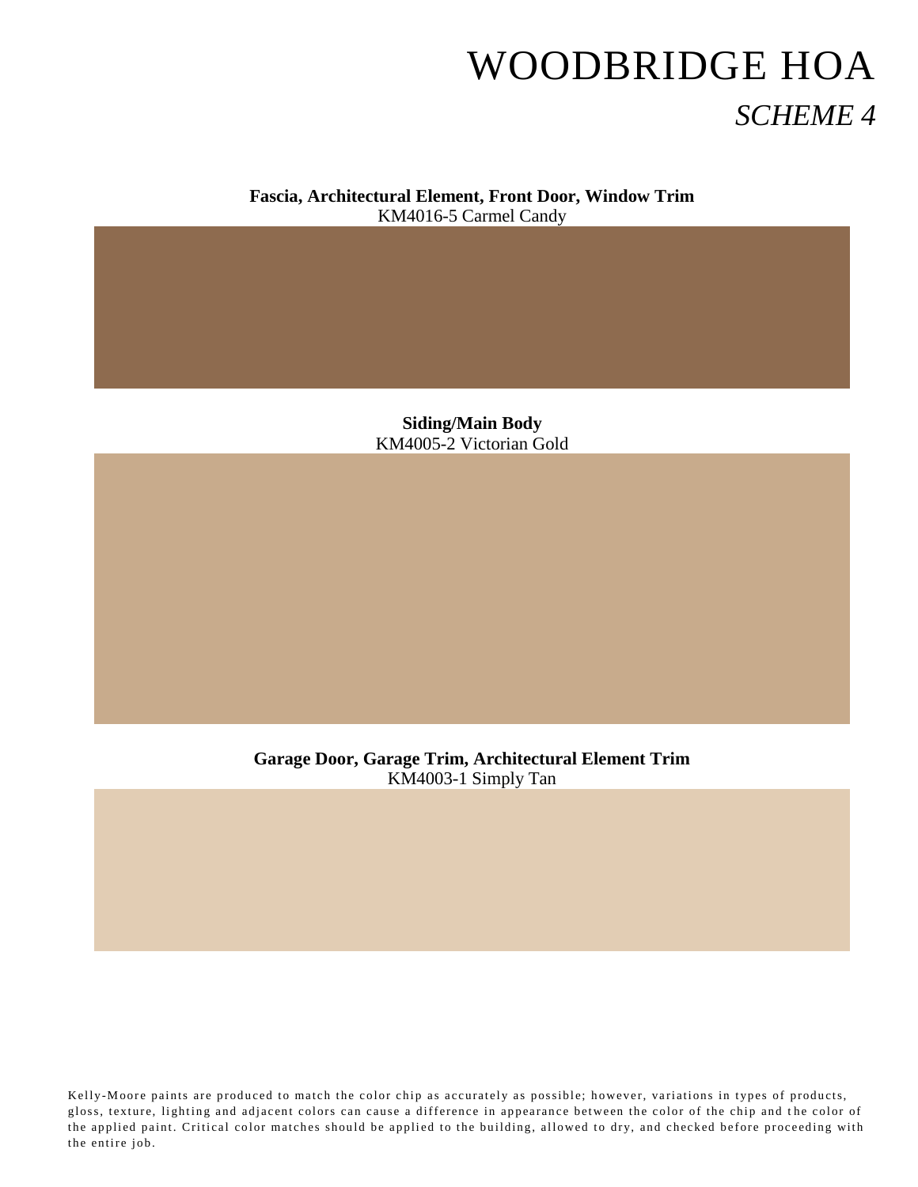# WOODBRIDGE HOA

## *SCHEME 4*

**Fascia, Architectural Element, Front Door, Window Trim**
KM4016-5 Carmel Candy

**Siding/Main Body**
KM4005-2 Victorian Gold

**Garage Door, Garage Trim, Architectural Element Trim**
KM4003-1 Simply Tan

Kelly-Moore paints are produced to match the color chip as accurately as possible; however, variations in types of products, gloss, texture, lighting and adjacent colors can cause a difference in appearance between the color of the chip and the color of the applied paint. Critical color matches should be applied to the building, allowed to dry, and checked before proceeding with the entire job.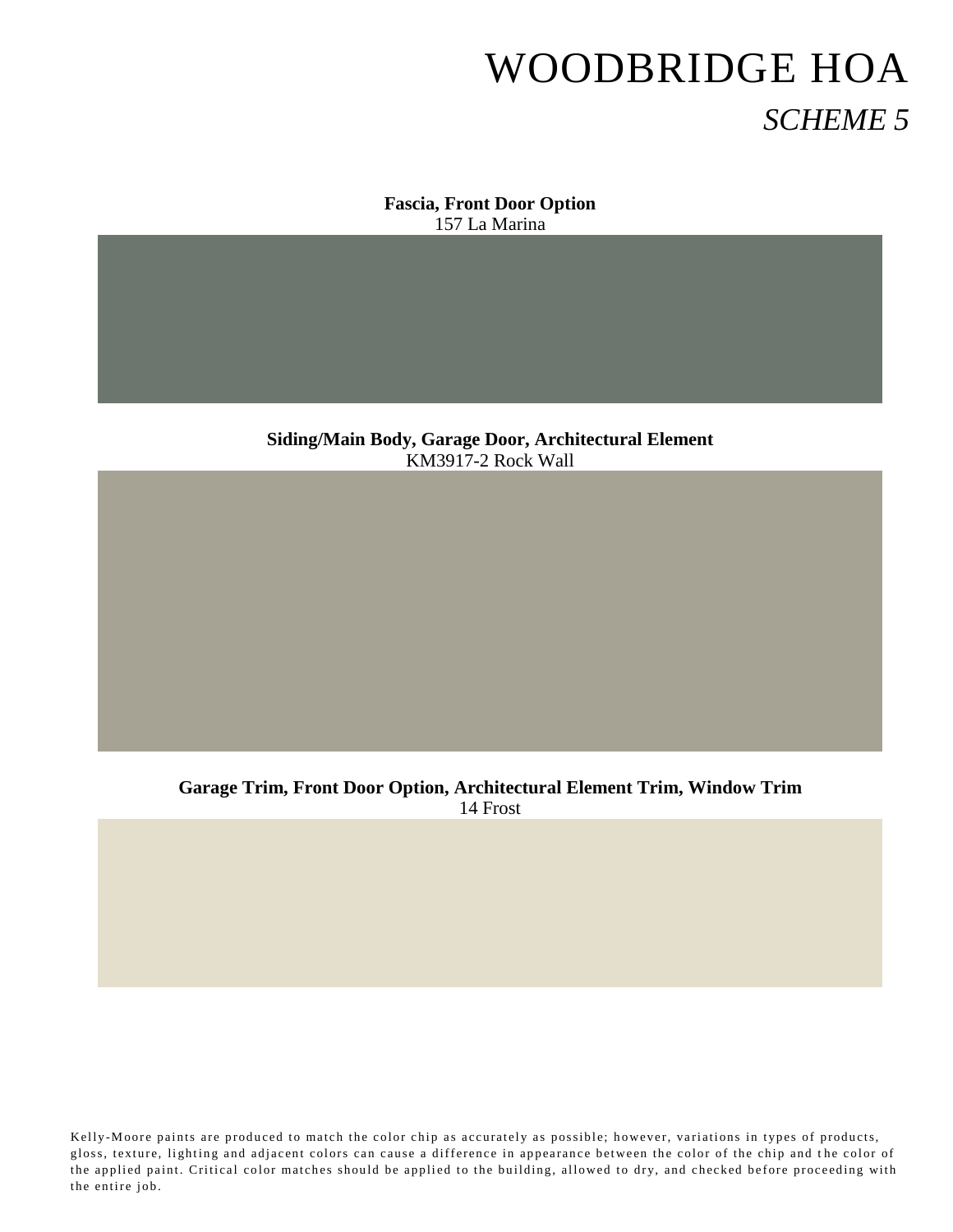# WOODBRIDGE HOA

## *SCHEME 5*

**Fascia, Front Door Option**
157 La Marina

**Siding/Main Body, Garage Door, Architectural Element**
KM3917-2 Rock Wall

**Garage Trim, Front Door Option, Architectural Element Trim, Window Trim**
14 Frost

Kelly-Moore paints are produced to match the color chip as accurately as possible; however, variations in types of products, gloss, texture, lighting and adjacent colors can cause a difference in appearance between the color of the chip and the color of the applied paint. Critical color matches should be applied to the building, allowed to dry, and checked before proceeding with the entire job.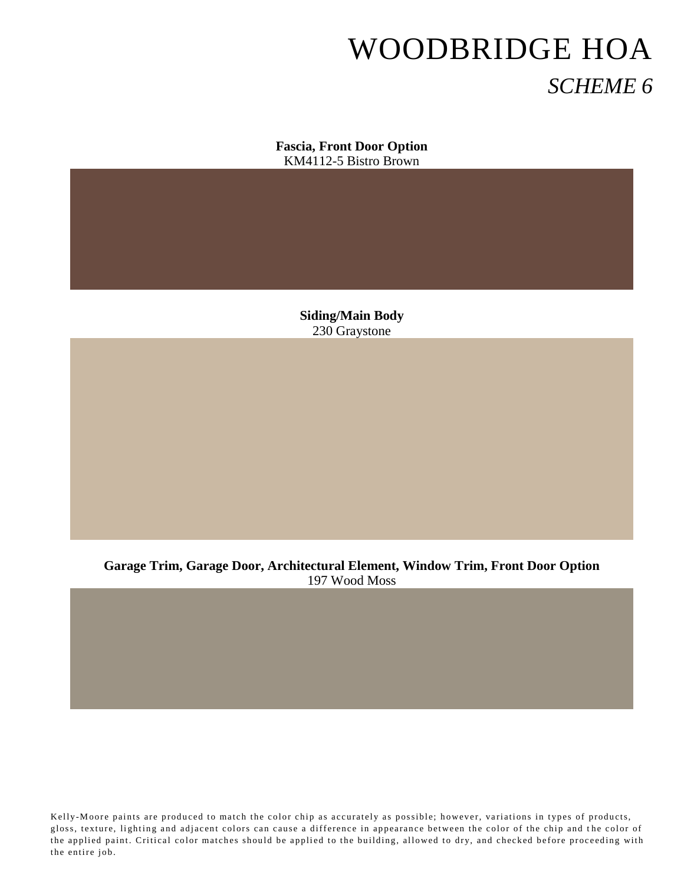# WOODBRIDGE HOA

## *SCHEME 6*

**Fascia, Front Door Option**
KM4112-5 Bistro Brown

**Siding/Main Body**
230 Graystone

**Garage Trim, Garage Door, Architectural Element, Window Trim, Front Door Option**
197 Wood Moss

Kelly-Moore paints are produced to match the color chip as accurately as possible; however, variations in types of products, gloss, texture, lighting and adjacent colors can cause a difference in appearance between the color of the chip and the color of the applied paint. Critical color matches should be applied to the building, allowed to dry, and checked before proceeding with the entire job.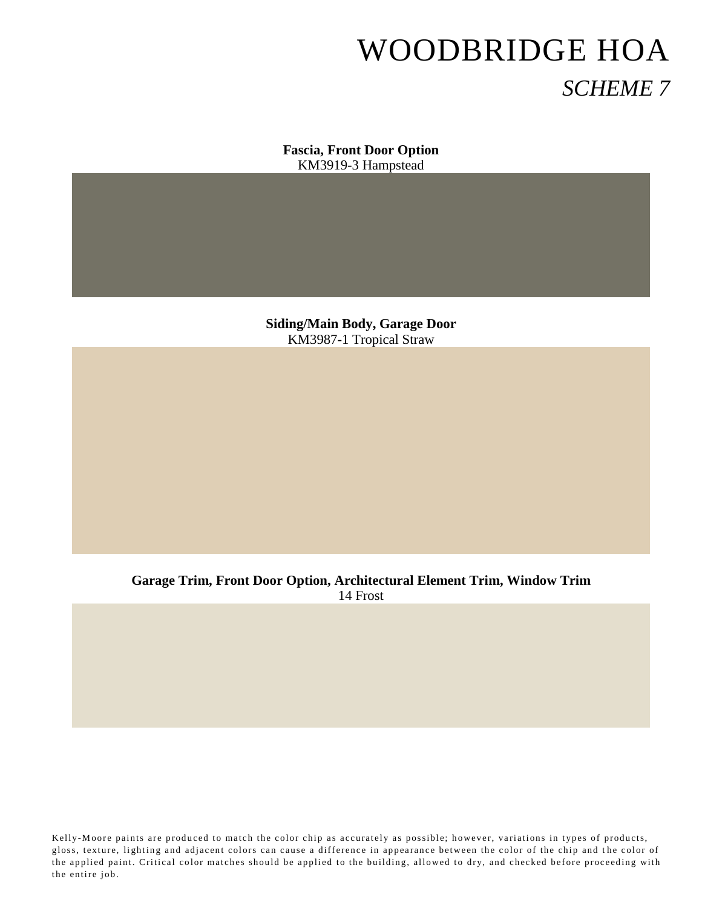# WOODBRIDGE HOA

## *SCHEME 7*

**Fascia, Front Door Option**
KM3919-3 Hampstead

**Siding/Main Body, Garage Door**
KM3987-1 Tropical Straw

**Garage Trim, Front Door Option, Architectural Element Trim, Window Trim**
14 Frost

Kelly-Moore paints are produced to match the color chip as accurately as possible; however, variations in types of products, gloss, texture, lighting and adjacent colors can cause a difference in appearance between the color of the chip and the color of the applied paint. Critical color matches should be applied to the building, allowed to dry, and checked before proceeding with the entire job.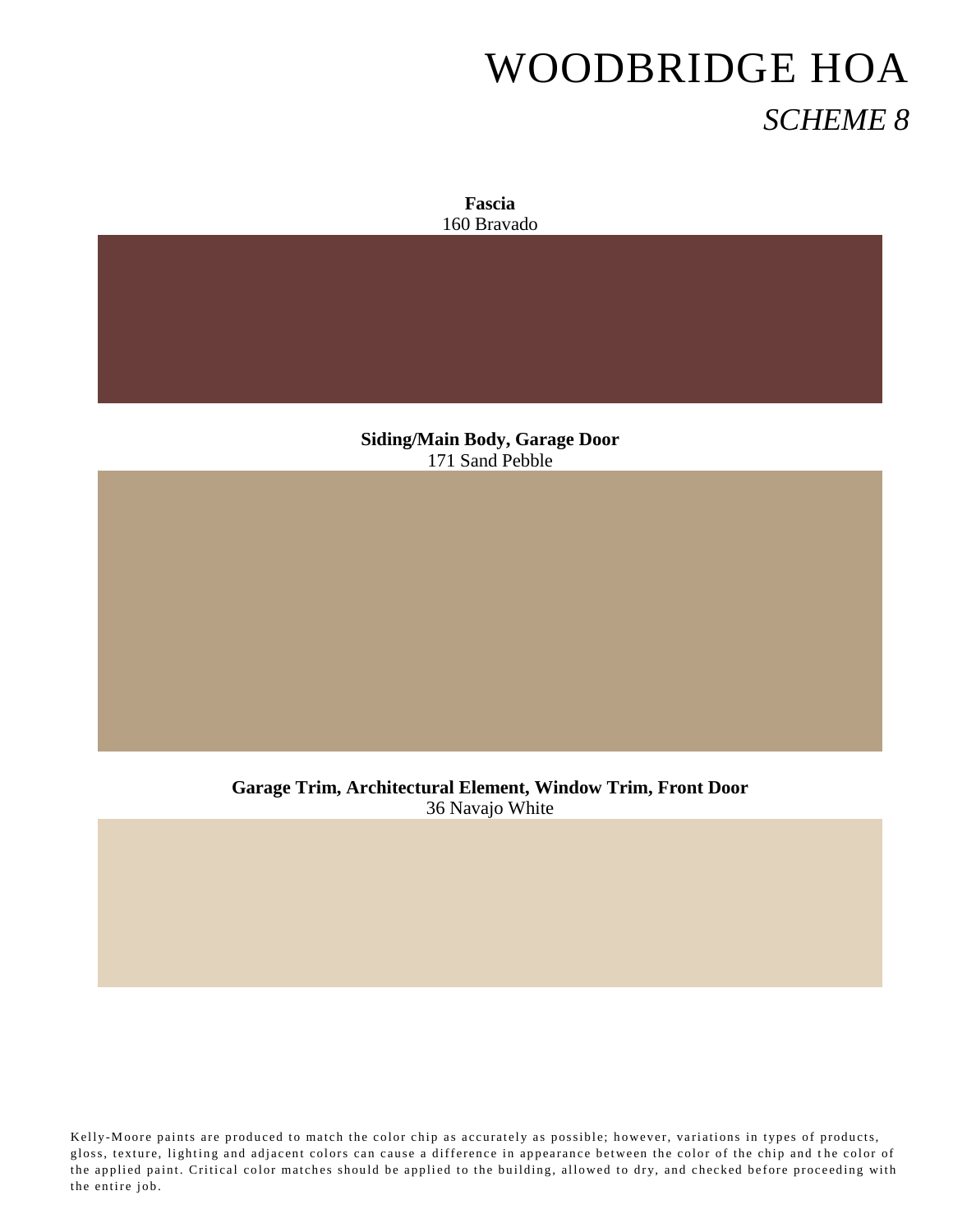# WOODBRIDGE HOA

## *SCHEME 8*

**Fascia**
160 Bravado

**Siding/Main Body, Garage Door**
171 Sand Pebble

**Garage Trim, Architectural Element, Window Trim, Front Door**
36 Navajo White

Kelly-Moore paints are produced to match the color chip as accurately as possible; however, variations in types of products, gloss, texture, lighting and adjacent colors can cause a difference in appearance between the color of the chip and the color of the applied paint. Critical color matches should be applied to the building, allowed to dry, and checked before proceeding with the entire job.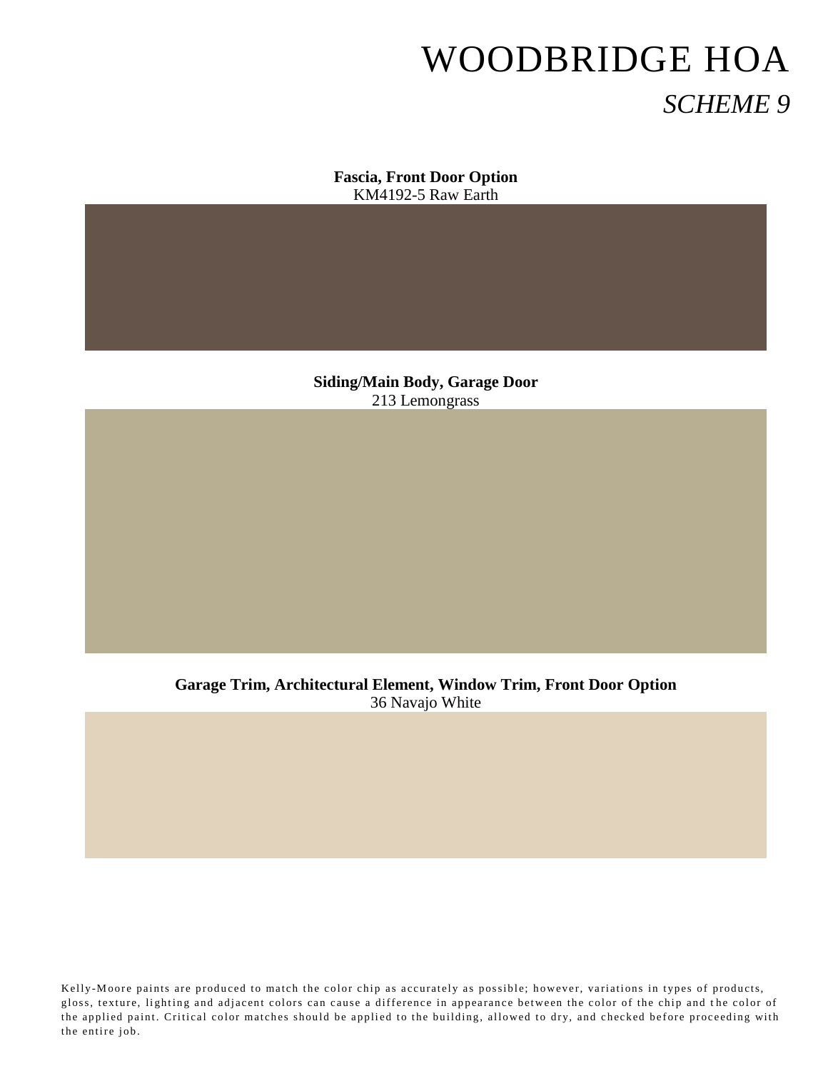# WOODBRIDGE HOA

## *SCHEME 9*

**Fascia, Front Door Option**
KM4192-5 Raw Earth

**Siding/Main Body, Garage Door**
213 Lemongrass

**Garage Trim, Architectural Element, Window Trim, Front Door Option**
36 Navajo White

Kelly-Moore paints are produced to match the color chip as accurately as possible; however, variations in types of products, gloss, texture, lighting and adjacent colors can cause a difference in appearance between the color of the chip and the color of the applied paint. Critical color matches should be applied to the building, allowed to dry, and checked before proceeding with the entire job.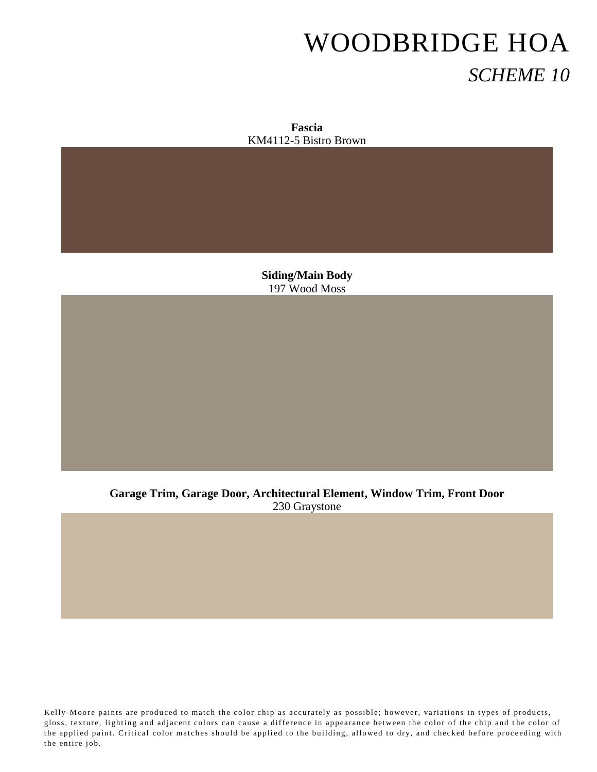# WOODBRIDGE HOA

## *SCHEME 10*

**Fascia**
KM4112-5 Bistro Brown

**Siding/Main Body**
197 Wood Moss

**Garage Trim, Garage Door, Architectural Element, Window Trim, Front Door**
230 Graystone

Kelly-Moore paints are produced to match the color chip as accurately as possible; however, variations in types of products, gloss, texture, lighting and adjacent colors can cause a difference in appearance between the color of the chip and the color of the applied paint. Critical color matches should be applied to the building, allowed to dry, and checked before proceeding with the entire job.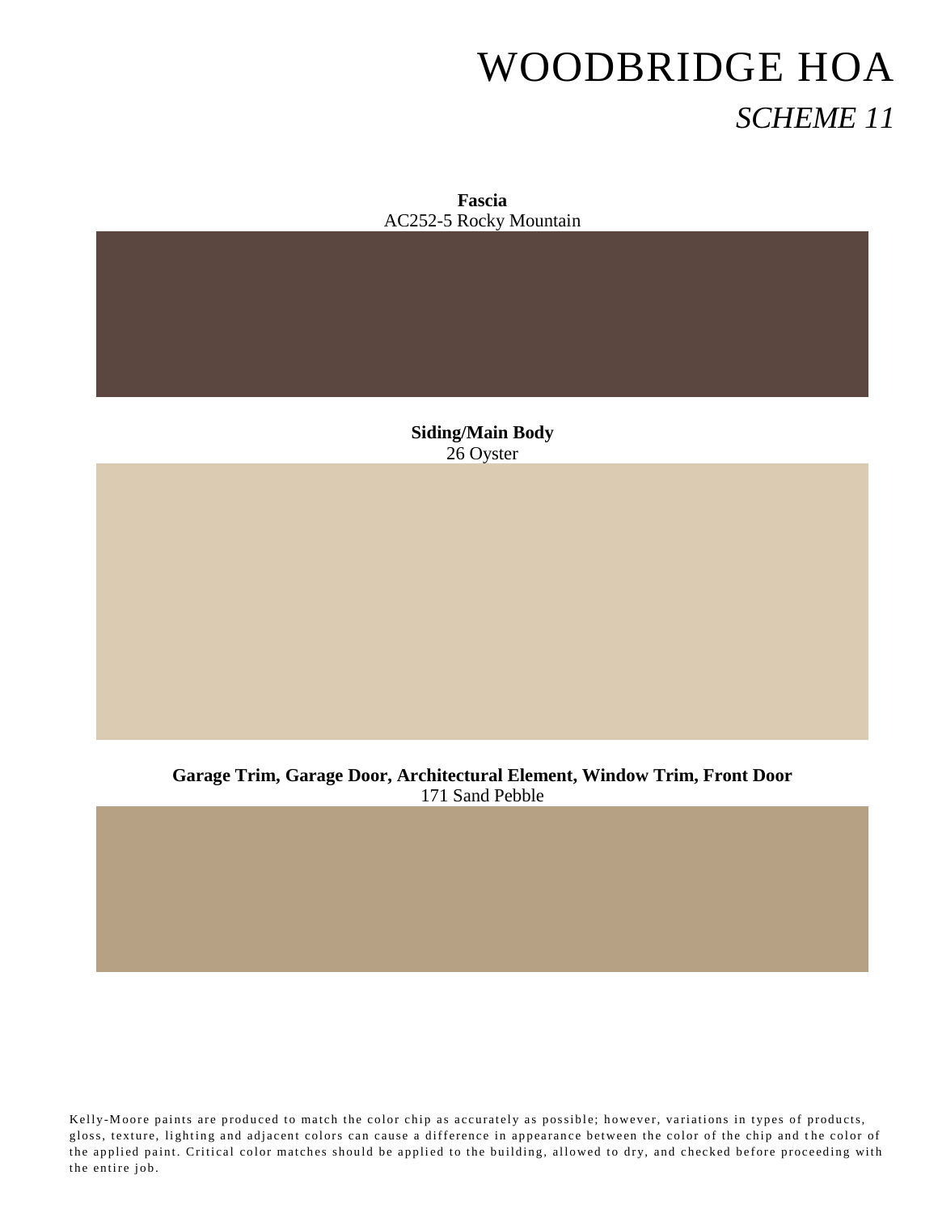# WOODBRIDGE HOA

## *SCHEME 11*

**Fascia**
AC252-5 Rocky Mountain

**Siding/Main Body**
26 Oyster

**Garage Trim, Garage Door, Architectural Element, Window Trim, Front Door**
171 Sand Pebble

Kelly-Moore paints are produced to match the color chip as accurately as possible; however, variations in types of products, gloss, texture, lighting and adjacent colors can cause a difference in appearance between the color of the chip and the color of the applied paint. Critical color matches should be applied to the building, allowed to dry, and checked before proceeding with the entire job.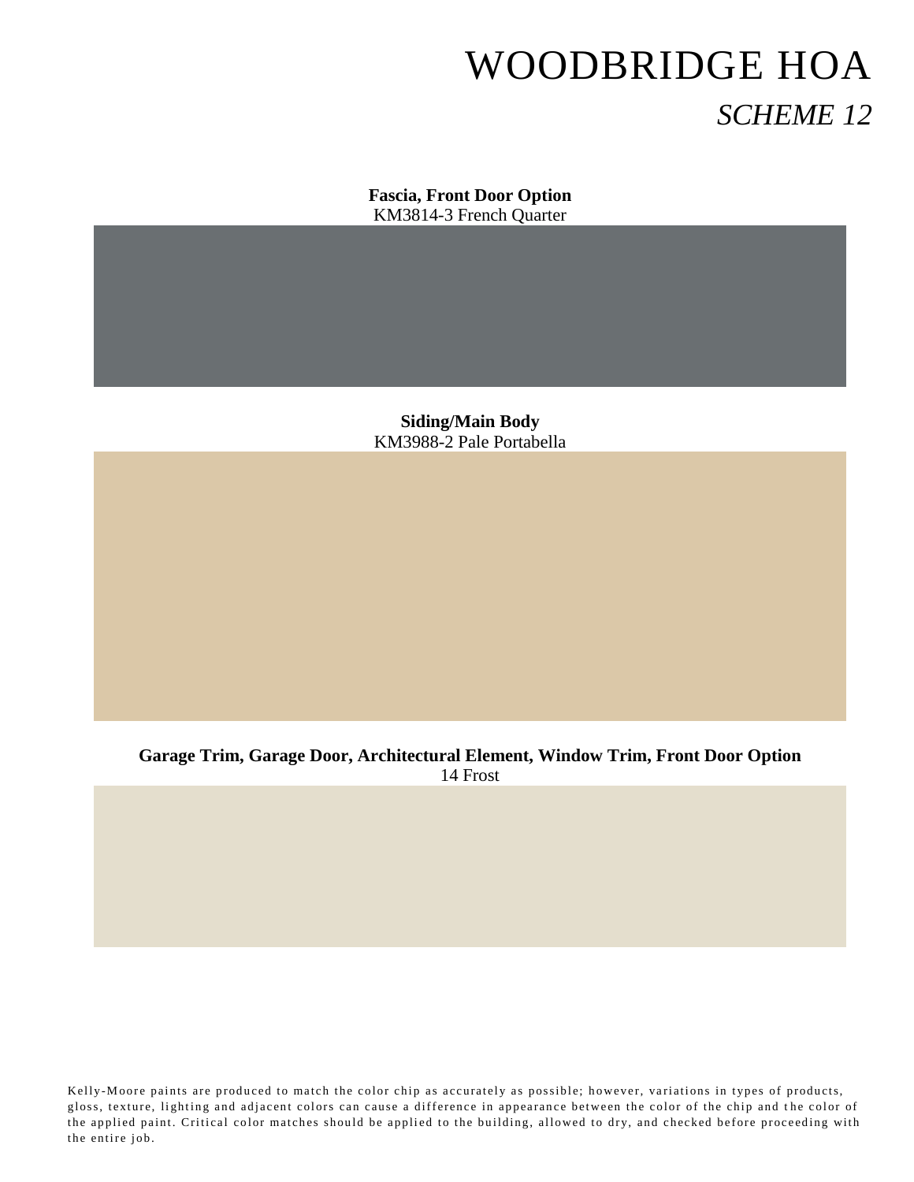# WOODBRIDGE HOA

## *SCHEME 12*

**Fascia, Front Door Option**
KM3814-3 French Quarter

**Siding/Main Body**
KM3988-2 Pale Portabella

**Garage Trim, Garage Door, Architectural Element, Window Trim, Front Door Option**
14 Frost

Kelly-Moore paints are produced to match the color chip as accurately as possible; however, variations in types of products, gloss, texture, lighting and adjacent colors can cause a difference in appearance between the color of the chip and the color of the applied paint. Critical color matches should be applied to the building, allowed to dry, and checked before proceeding with the entire job.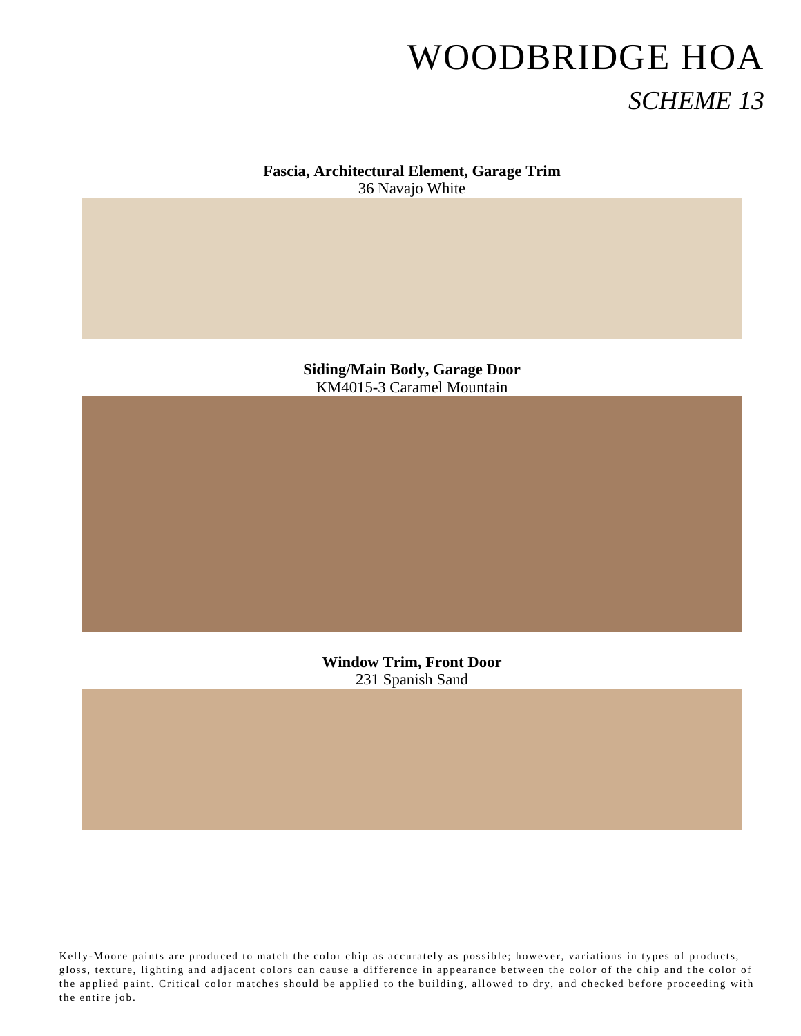# WOODBRIDGE HOA

## *SCHEME 13*

**Fascia, Architectural Element, Garage Trim**
36 Navajo White

**Siding/Main Body, Garage Door**
KM4015-3 Caramel Mountain

**Window Trim, Front Door**
231 Spanish Sand

Kelly-Moore paints are produced to match the color chip as accurately as possible; however, variations in types of products, gloss, texture, lighting and adjacent colors can cause a difference in appearance between the color of the chip and the color of the applied paint. Critical color matches should be applied to the building, allowed to dry, and checked before proceeding with the entire job.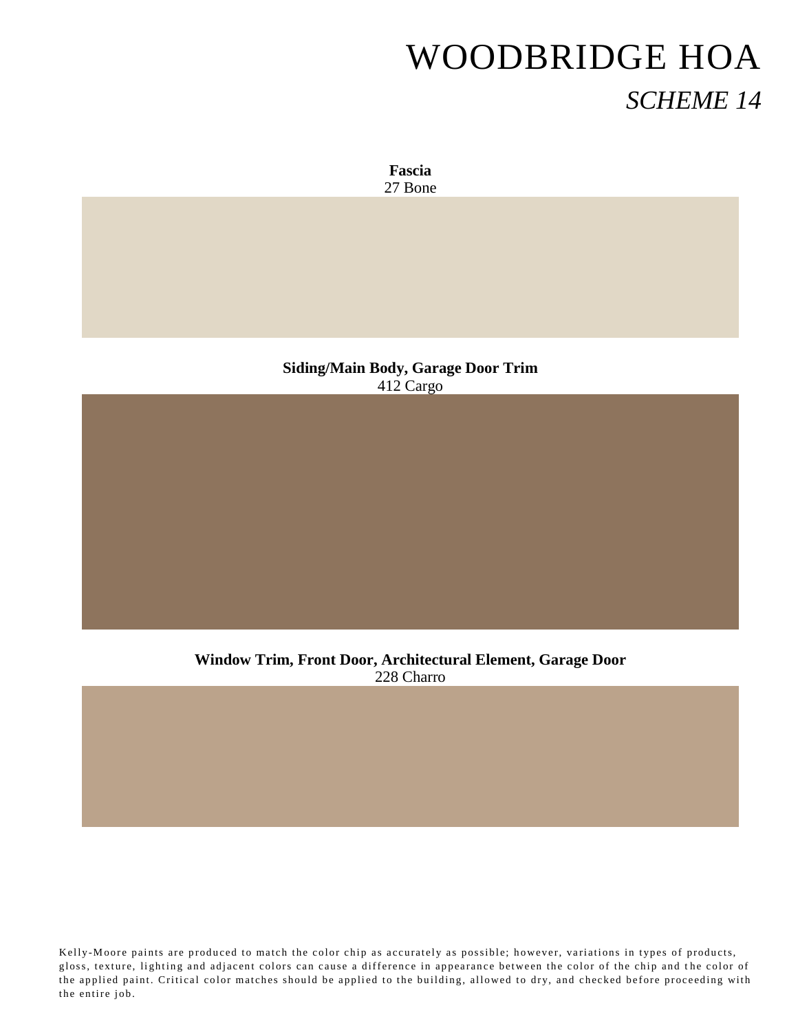# WOODBRIDGE HOA

## *SCHEME 14*

**Fascia**
27 Bone

**Siding/Main Body, Garage Door Trim**
412 Cargo

**Window Trim, Front Door, Architectural Element, Garage Door**
228 Charro

Kelly-Moore paints are produced to match the color chip as accurately as possible; however, variations in types of products, gloss, texture, lighting and adjacent colors can cause a difference in appearance between the color of the chip and the color of the applied paint. Critical color matches should be applied to the building, allowed to dry, and checked before proceeding with the entire job.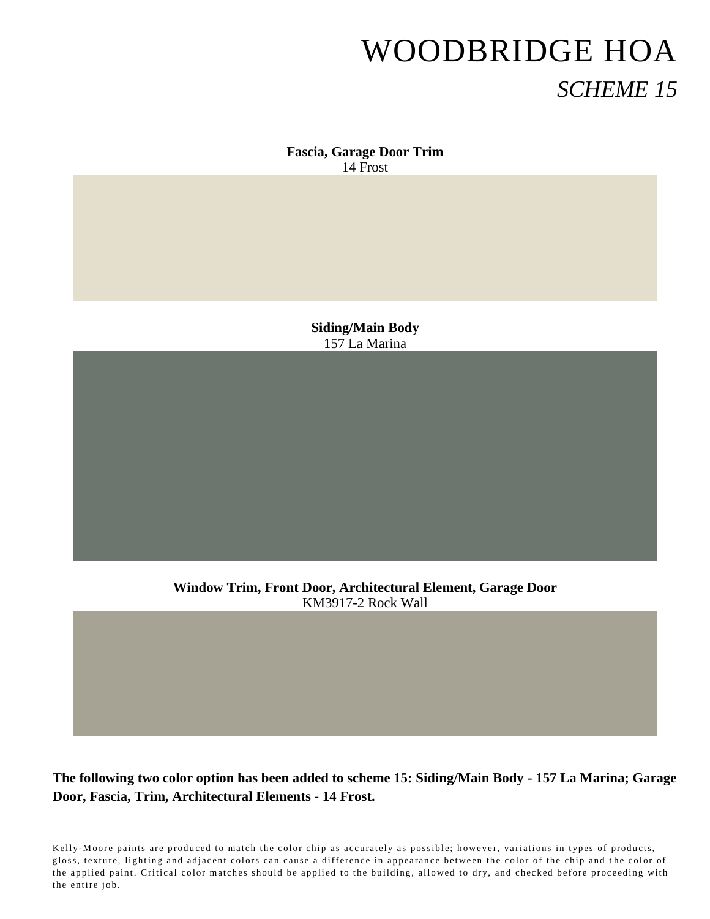# WOODBRIDGE HOA

## *SCHEME 15*

**Fascia, Garage Door Trim**
14 Frost

**Siding/Main Body**
157 La Marina

**Window Trim, Front Door, Architectural Element, Garage Door**
KM3917-2 Rock Wall

**The following two color option has been added to scheme 15: Siding/Main Body - 157 La Marina; Garage Door, Fascia, Trim, Architectural Elements - 14 Frost.**

Kelly-Moore paints are produced to match the color chip as accurately as possible; however, variations in types of products, gloss, texture, lighting and adjacent colors can cause a difference in appearance between the color of the chip and the color of the applied paint. Critical color matches should be applied to the building, allowed to dry, and checked before proceeding with the entire job.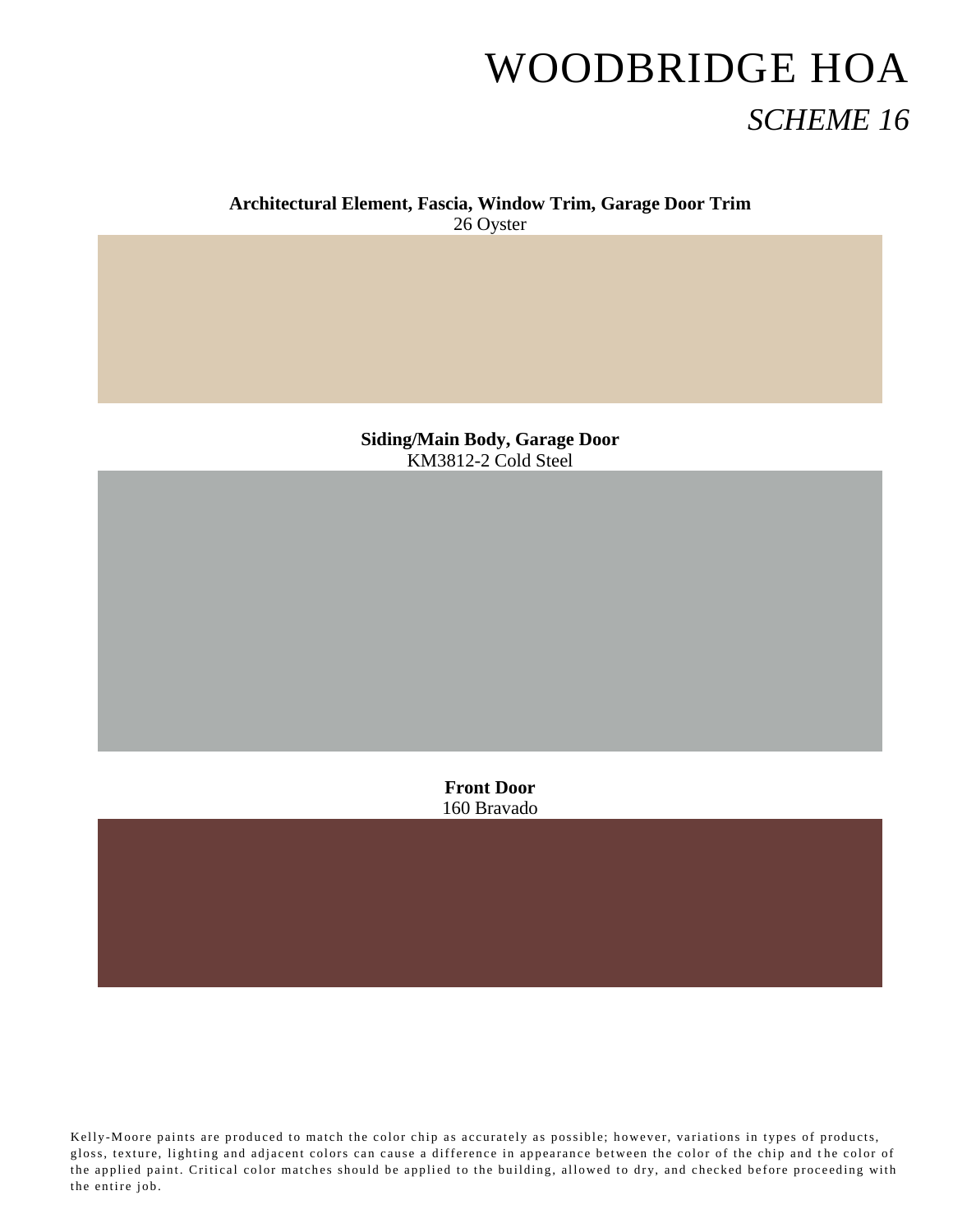# WOODBRIDGE HOA

## *SCHEME 16*

**Architectural Element, Fascia, Window Trim, Garage Door Trim**
26 Oyster

**Siding/Main Body, Garage Door**
KM3812-2 Cold Steel

**Front Door**
160 Bravado

Kelly-Moore paints are produced to match the color chip as accurately as possible; however, variations in types of products, gloss, texture, lighting and adjacent colors can cause a difference in appearance between the color of the chip and the color of the applied paint. Critical color matches should be applied to the building, allowed to dry, and checked before proceeding with the entire job.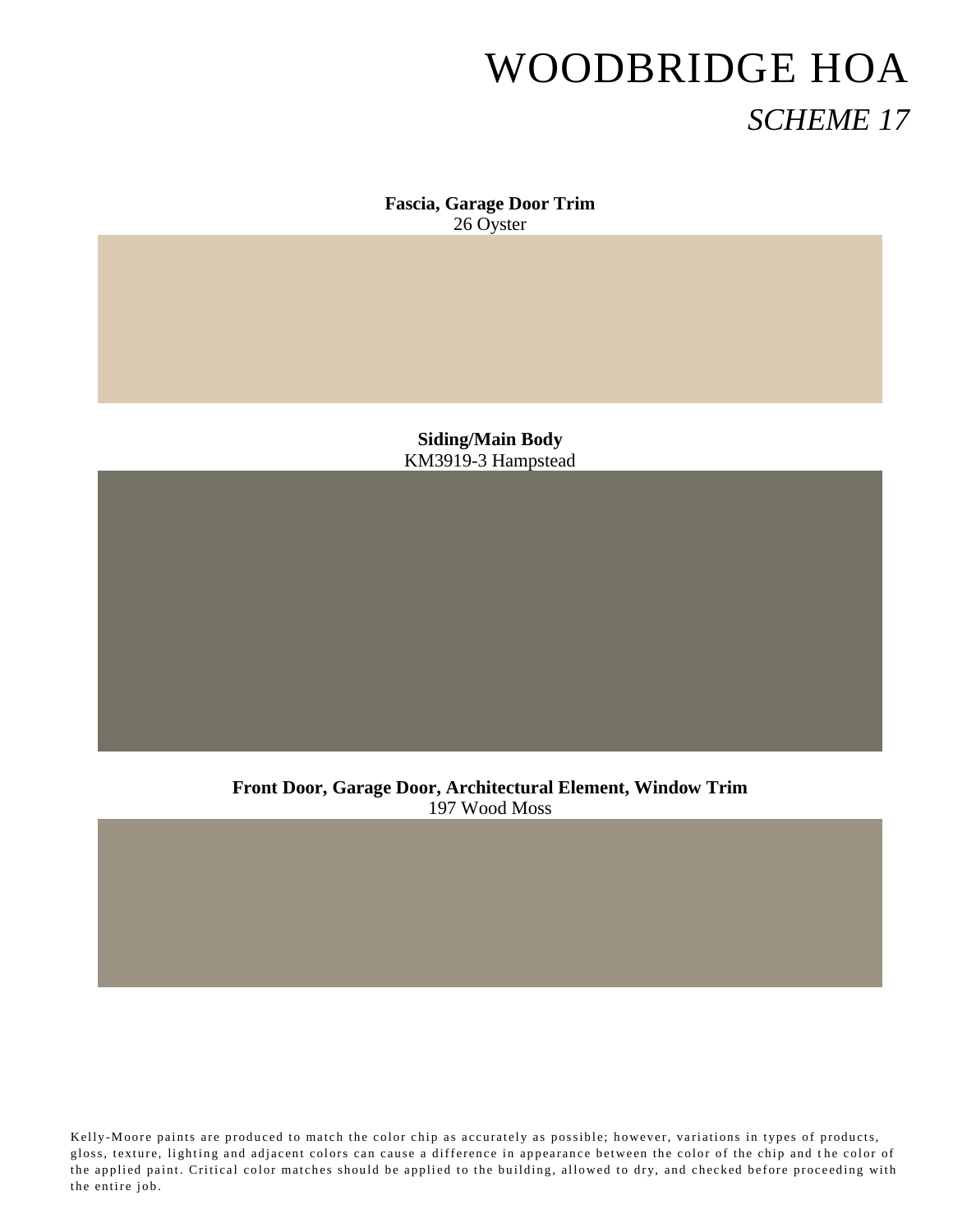# WOODBRIDGE HOA

## *SCHEME 17*

**Fascia, Garage Door Trim**
26 Oyster

**Siding/Main Body**
KM3919-3 Hampstead

**Front Door, Garage Door, Architectural Element, Window Trim**
197 Wood Moss

Kelly-Moore paints are produced to match the color chip as accurately as possible; however, variations in types of products, gloss, texture, lighting and adjacent colors can cause a difference in appearance between the color of the chip and the color of the applied paint. Critical color matches should be applied to the building, allowed to dry, and checked before proceeding with the entire job.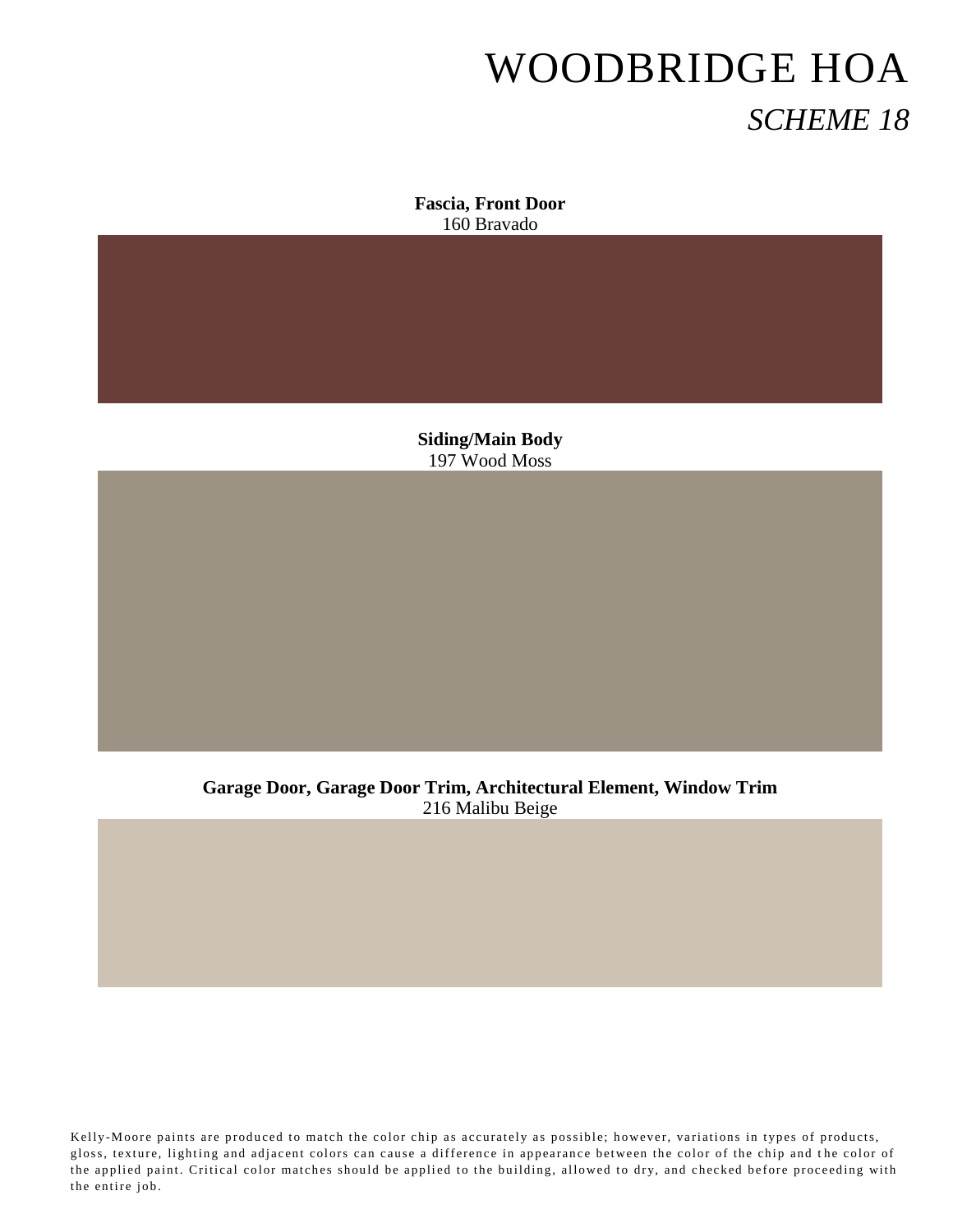# WOODBRIDGE HOA

## *SCHEME 18*

**Fascia, Front Door**
160 Bravado

**Siding/Main Body**
197 Wood Moss

**Garage Door, Garage Door Trim, Architectural Element, Window Trim**
216 Malibu Beige

Kelly-Moore paints are produced to match the color chip as accurately as possible; however, variations in types of products, gloss, texture, lighting and adjacent colors can cause a difference in appearance between the color of the chip and the color of the applied paint. Critical color matches should be applied to the building, allowed to dry, and checked before proceeding with the entire job.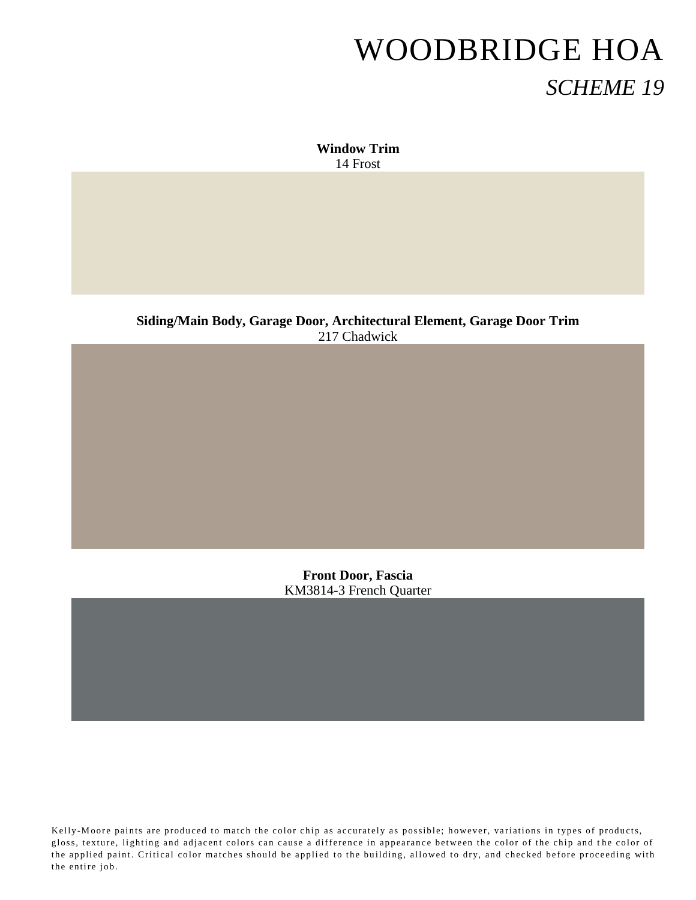# WOODBRIDGE HOA

## *SCHEME 19*

**Window Trim**
14 Frost

**Siding/Main Body, Garage Door, Architectural Element, Garage Door Trim**
217 Chadwick

**Front Door, Fascia**
KM3814-3 French Quarter

Kelly-Moore paints are produced to match the color chip as accurately as possible; however, variations in types of products, gloss, texture, lighting and adjacent colors can cause a difference in appearance between the color of the chip and the color of the applied paint. Critical color matches should be applied to the building, allowed to dry, and checked before proceeding with the entire job.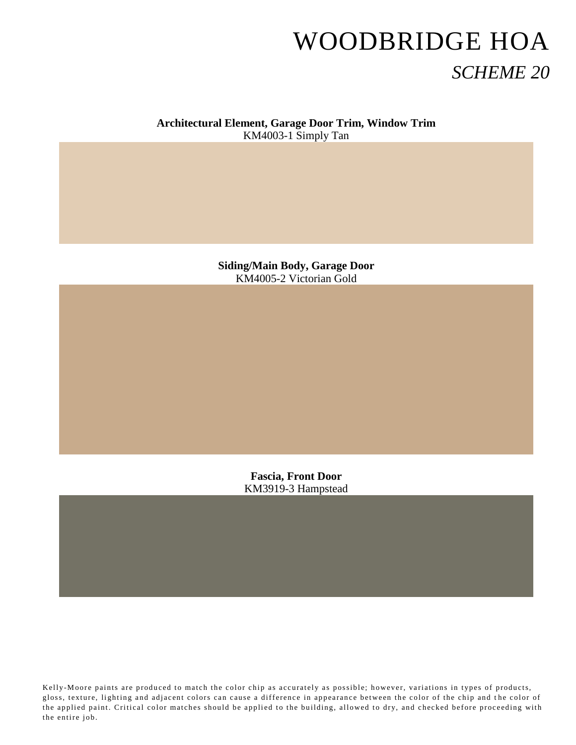# WOODBRIDGE HOA

## *SCHEME 20*

**Architectural Element, Garage Door Trim, Window Trim**
KM4003-1 Simply Tan

**Siding/Main Body, Garage Door**
KM4005-2 Victorian Gold

**Fascia, Front Door**
KM3919-3 Hampstead

Kelly-Moore paints are produced to match the color chip as accurately as possible; however, variations in types of products, gloss, texture, lighting and adjacent colors can cause a difference in appearance between the color of the chip and the color of the applied paint. Critical color matches should be applied to the building, allowed to dry, and checked before proceeding with the entire job.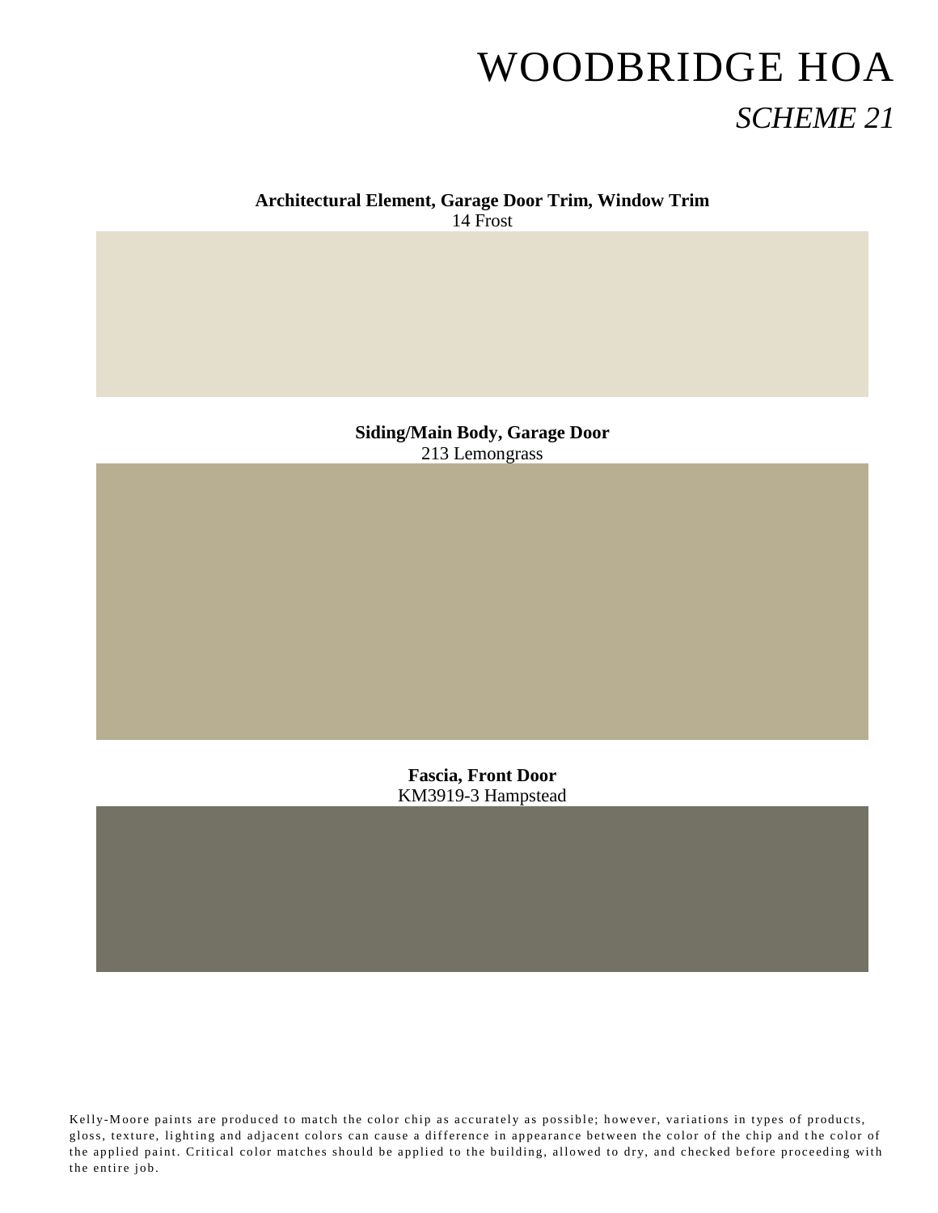# WOODBRIDGE HOA

## *SCHEME 21*

**Architectural Element, Garage Door Trim, Window Trim**
14 Frost

**Siding/Main Body, Garage Door**
213 Lemongrass

**Fascia, Front Door**
KM3919-3 Hampstead

Kelly-Moore paints are produced to match the color chip as accurately as possible; however, variations in types of products, gloss, texture, lighting and adjacent colors can cause a difference in appearance between the color of the chip and the color of the applied paint. Critical color matches should be applied to the building, allowed to dry, and checked before proceeding with the entire job.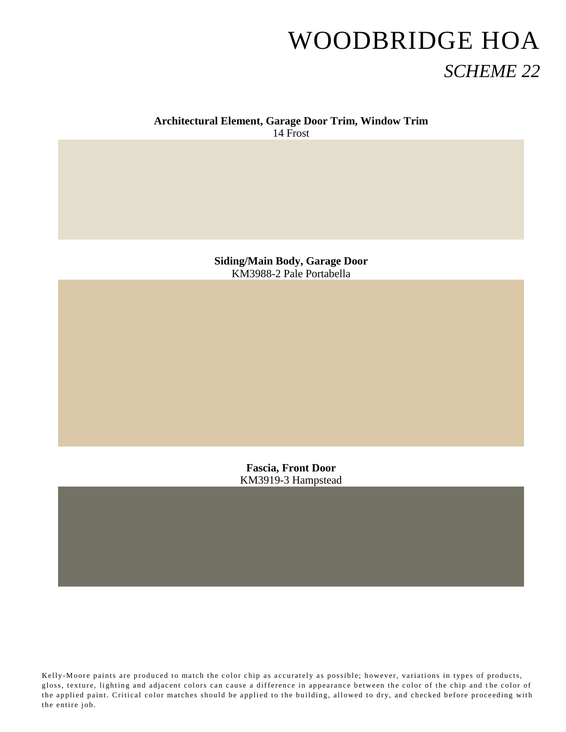# WOODBRIDGE HOA

## *SCHEME 22*

**Architectural Element, Garage Door Trim, Window Trim**
14 Frost

**Siding/Main Body, Garage Door**
KM3988-2 Pale Portabella

**Fascia, Front Door**
KM3919-3 Hampstead

Kelly-Moore paints are produced to match the color chip as accurately as possible; however, variations in types of products, gloss, texture, lighting and adjacent colors can cause a difference in appearance between the color of the chip and the color of the applied paint. Critical color matches should be applied to the building, allowed to dry, and checked before proceeding with the entire job.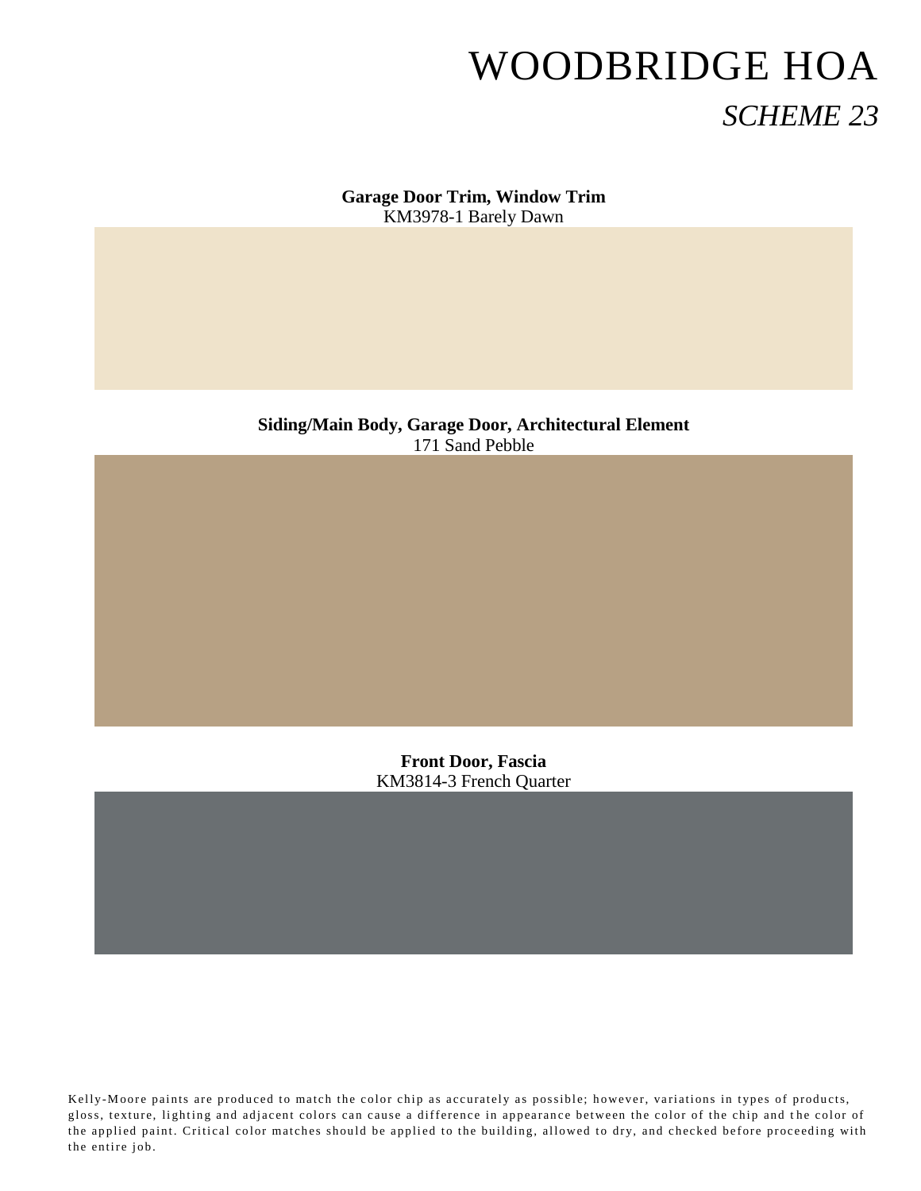# WOODBRIDGE HOA

## *SCHEME 23*

**Garage Door Trim, Window Trim**
KM3978-1 Barely Dawn

**Siding/Main Body, Garage Door, Architectural Element**
171 Sand Pebble

**Front Door, Fascia**
KM3814-3 French Quarter

Kelly-Moore paints are produced to match the color chip as accurately as possible; however, variations in types of products, gloss, texture, lighting and adjacent colors can cause a difference in appearance between the color of the chip and the color of the applied paint. Critical color matches should be applied to the building, allowed to dry, and checked before proceeding with the entire job.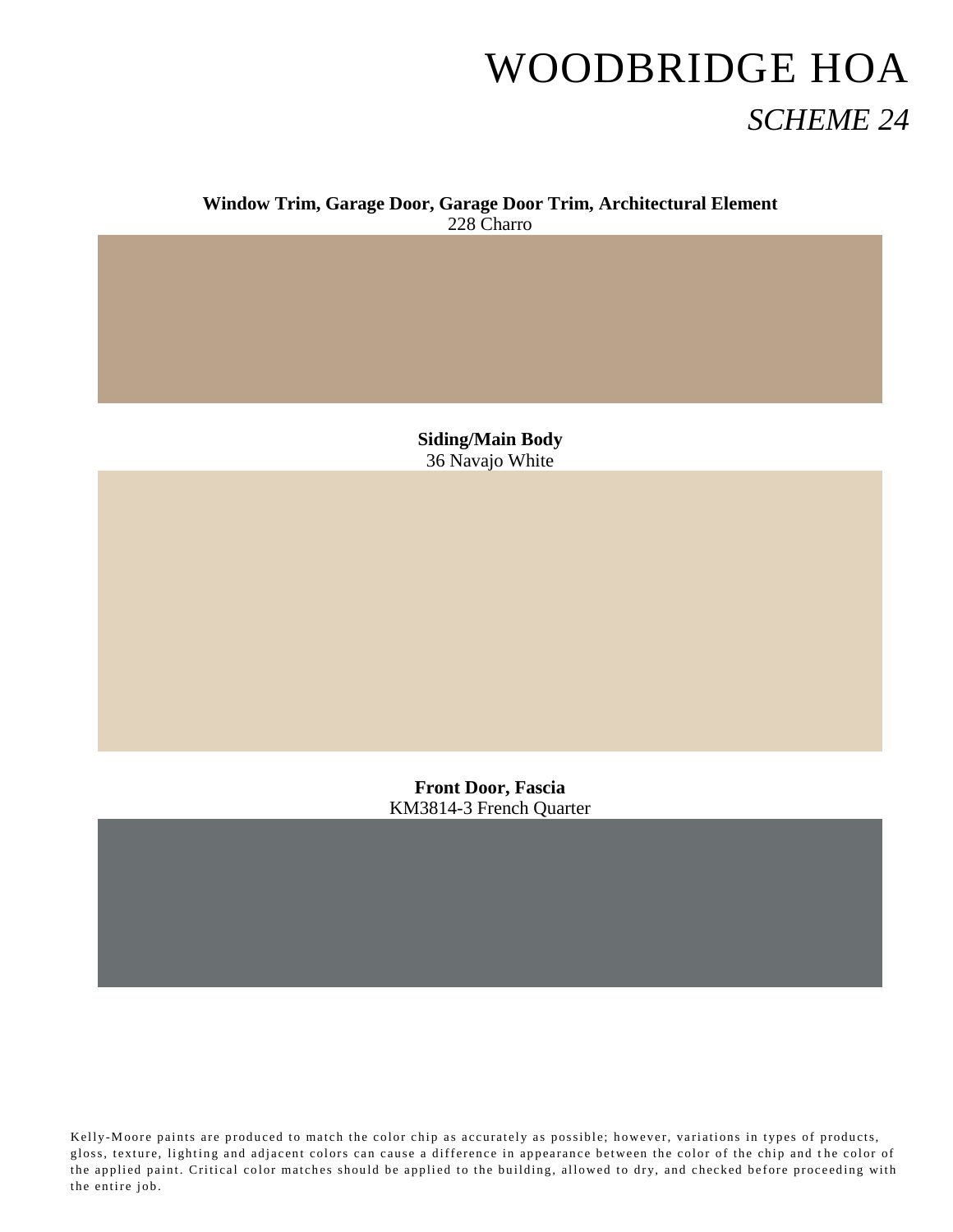# WOODBRIDGE HOA

## *SCHEME 24*

**Window Trim, Garage Door, Garage Door Trim, Architectural Element**
228 Charro

**Siding/Main Body**
36 Navajo White

**Front Door, Fascia**
KM3814-3 French Quarter

Kelly-Moore paints are produced to match the color chip as accurately as possible; however, variations in types of products, gloss, texture, lighting and adjacent colors can cause a difference in appearance between the color of the chip and the color of the applied paint. Critical color matches should be applied to the building, allowed to dry, and checked before proceeding with the entire job.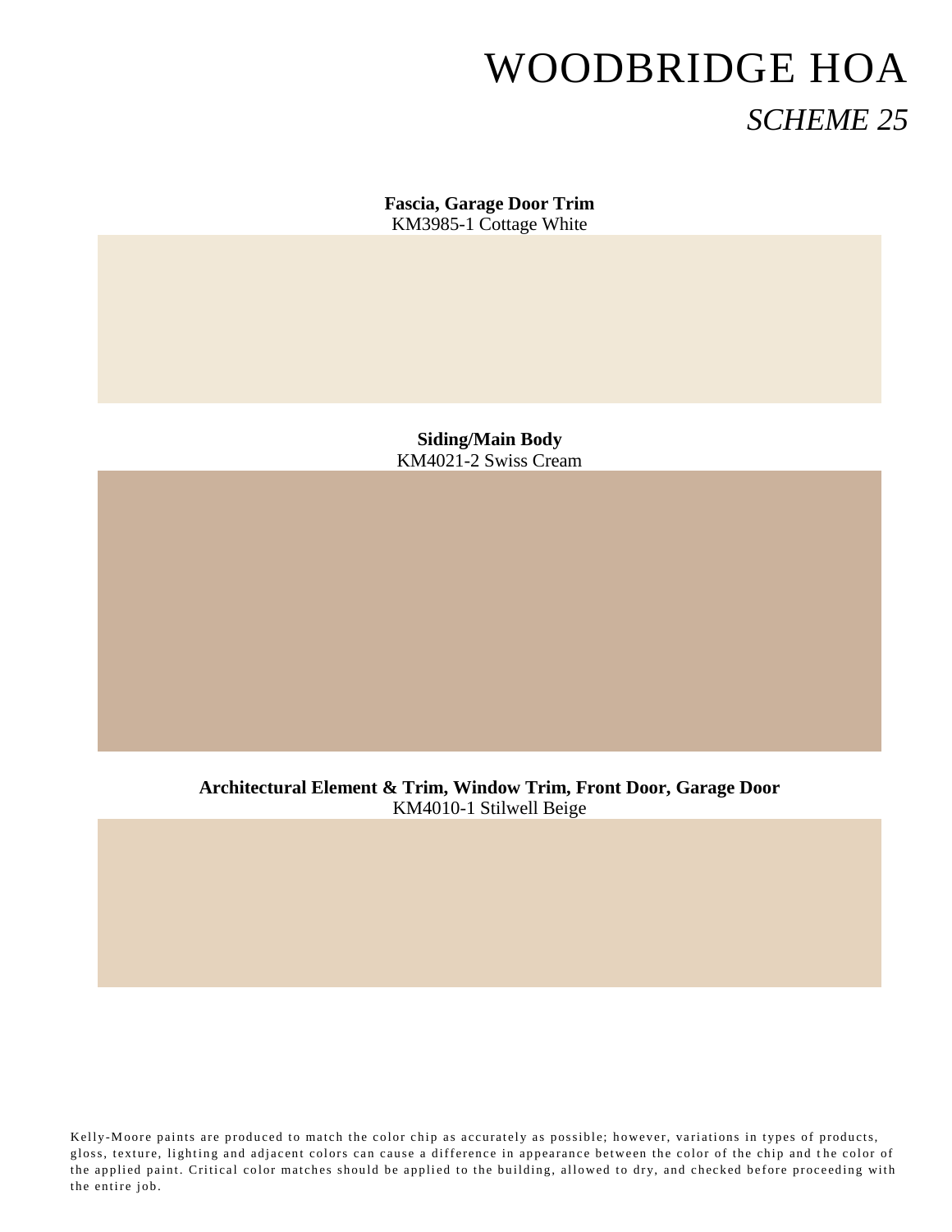# WOODBRIDGE HOA

## *SCHEME 25*

**Fascia, Garage Door Trim**
KM3985-1 Cottage White

**Siding/Main Body**
KM4021-2 Swiss Cream

**Architectural Element & Trim, Window Trim, Front Door, Garage Door**
KM4010-1 Stilwell Beige

Kelly-Moore paints are produced to match the color chip as accurately as possible; however, variations in types of products, gloss, texture, lighting and adjacent colors can cause a difference in appearance between the color of the chip and the color of the applied paint. Critical color matches should be applied to the building, allowed to dry, and checked before proceeding with the entire job.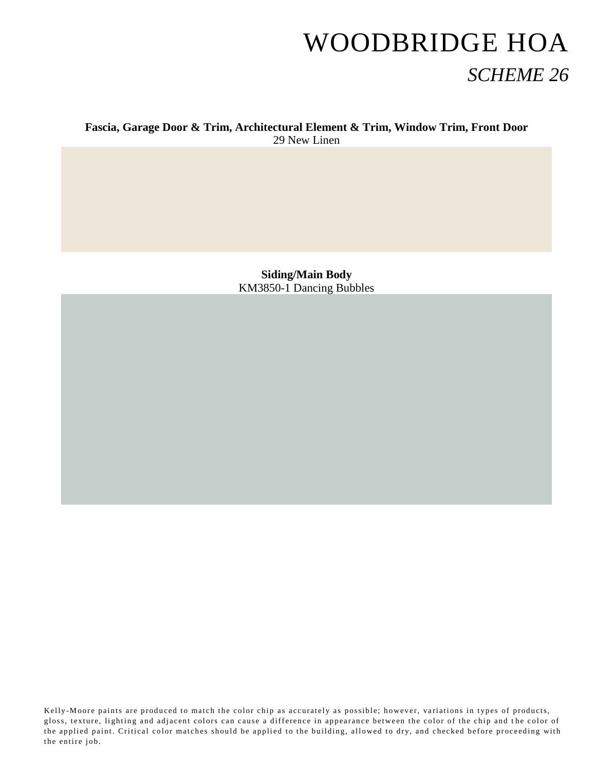# WOODBRIDGE HOA

## *SCHEME 26*

**Fascia, Garage Door & Trim, Architectural Element & Trim, Window Trim, Front Door**

29 New Linen

**Siding/Main Body**

KM3850-1 Dancing Bubbles

Kelly-Moore paints are produced to match the color chip as accurately as possible; however, variations in types of products, gloss, texture, lighting and adjacent colors can cause a difference in appearance between the color of the chip and the color of the applied paint. Critical color matches should be applied to the building, allowed to dry, and checked before proceeding with the entire job.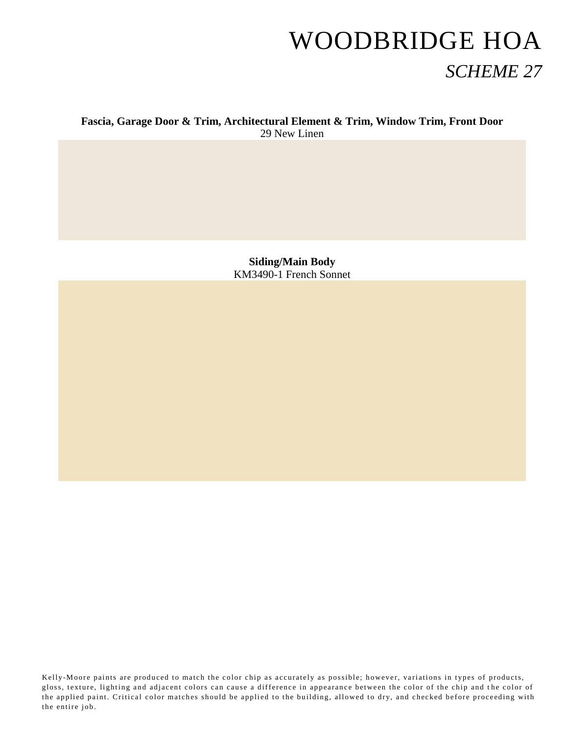# WOODBRIDGE HOA

## *SCHEME 27*

**Fascia, Garage Door & Trim, Architectural Element & Trim, Window Trim, Front Door**
29 New Linen

**Siding/Main Body**
KM3490-1 French Sonnet

Kelly-Moore paints are produced to match the color chip as accurately as possible; however, variations in types of products, gloss, texture, lighting and adjacent colors can cause a difference in appearance between the color of the chip and the color of the applied paint. Critical color matches should be applied to the building, allowed to dry, and checked before proceeding with the entire job.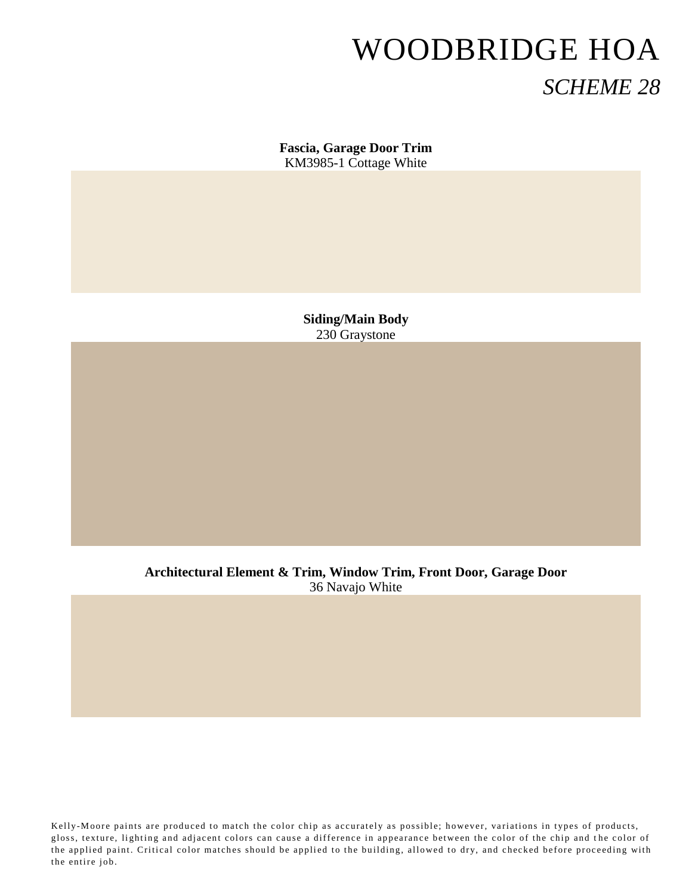# WOODBRIDGE HOA

## *SCHEME 28*

**Fascia, Garage Door Trim**
KM3985-1 Cottage White

**Siding/Main Body**
230 Graystone

**Architectural Element & Trim, Window Trim, Front Door, Garage Door**
36 Navajo White

Kelly-Moore paints are produced to match the color chip as accurately as possible; however, variations in types of products, gloss, texture, lighting and adjacent colors can cause a difference in appearance between the color of the chip and the color of the applied paint. Critical color matches should be applied to the building, allowed to dry, and checked before proceeding with the entire job.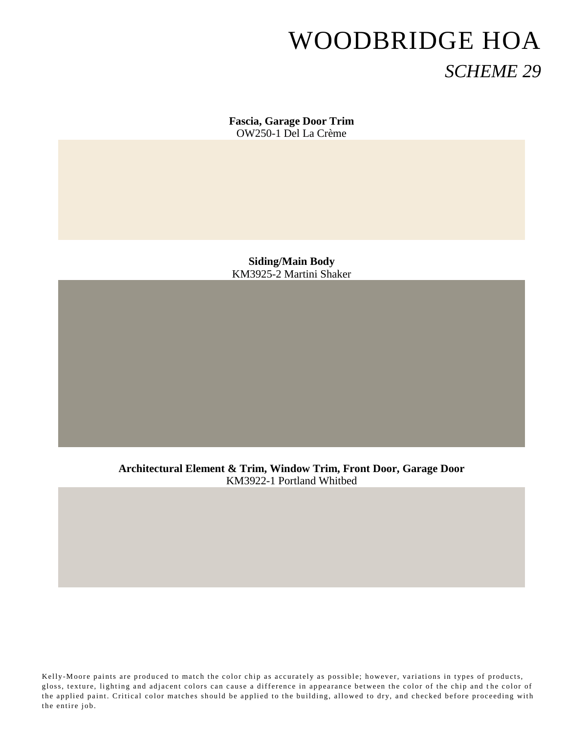# WOODBRIDGE HOA

## *SCHEME 29*

**Fascia, Garage Door Trim**
OW250-1 Del La Crème

**Siding/Main Body**
KM3925-2 Martini Shaker

**Architectural Element & Trim, Window Trim, Front Door, Garage Door**
KM3922-1 Portland Whitbed

Kelly-Moore paints are produced to match the color chip as accurately as possible; however, variations in types of products, gloss, texture, lighting and adjacent colors can cause a difference in appearance between the color of the chip and the color of the applied paint. Critical color matches should be applied to the building, allowed to dry, and checked before proceeding with the entire job.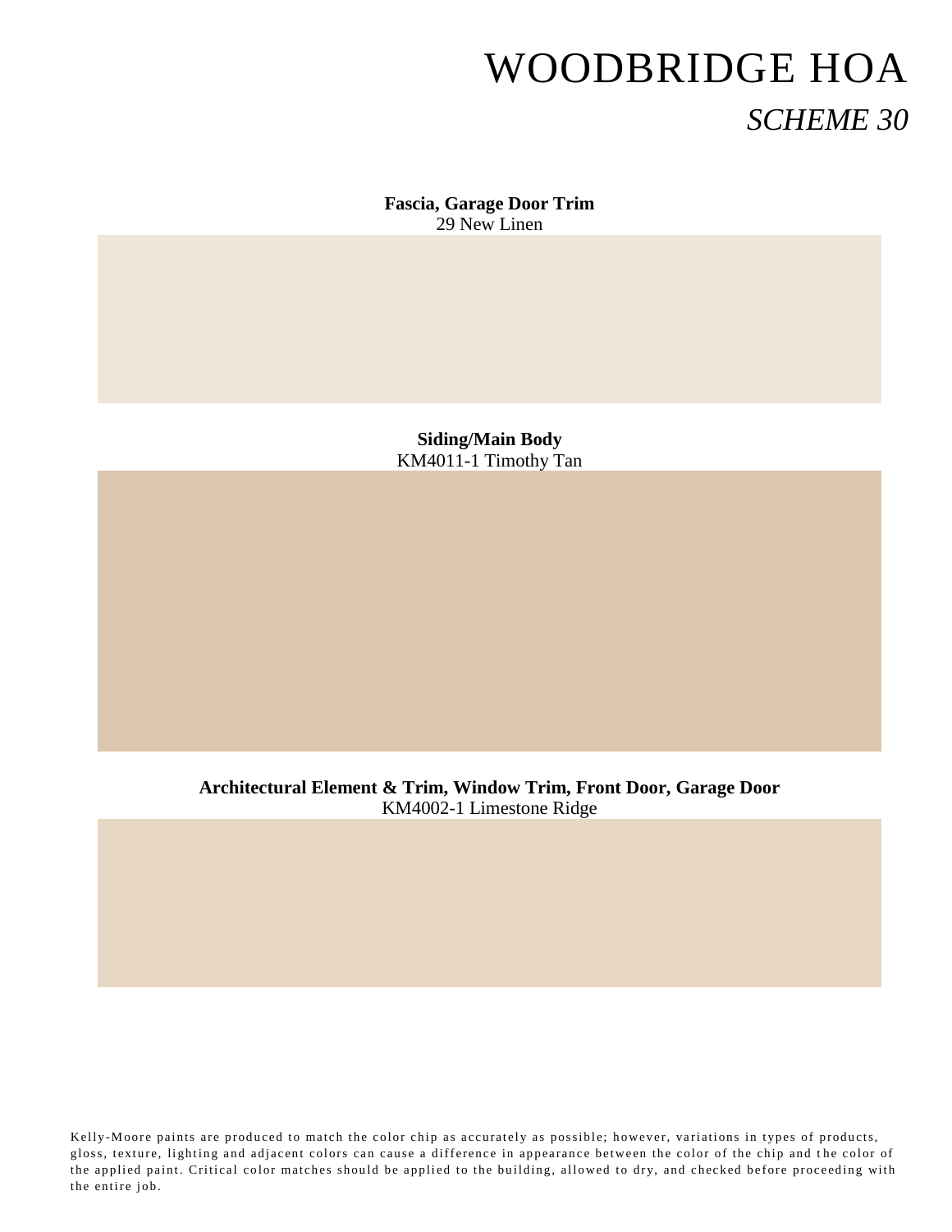# WOODBRIDGE HOA

## *SCHEME 30*

**Fascia, Garage Door Trim**
29 New Linen

**Siding/Main Body**
KM4011-1 Timothy Tan

**Architectural Element & Trim, Window Trim, Front Door, Garage Door**
KM4002-1 Limestone Ridge

Kelly-Moore paints are produced to match the color chip as accurately as possible; however, variations in types of products, gloss, texture, lighting and adjacent colors can cause a difference in appearance between the color of the chip and the color of the applied paint. Critical color matches should be applied to the building, allowed to dry, and checked before proceeding with the entire job.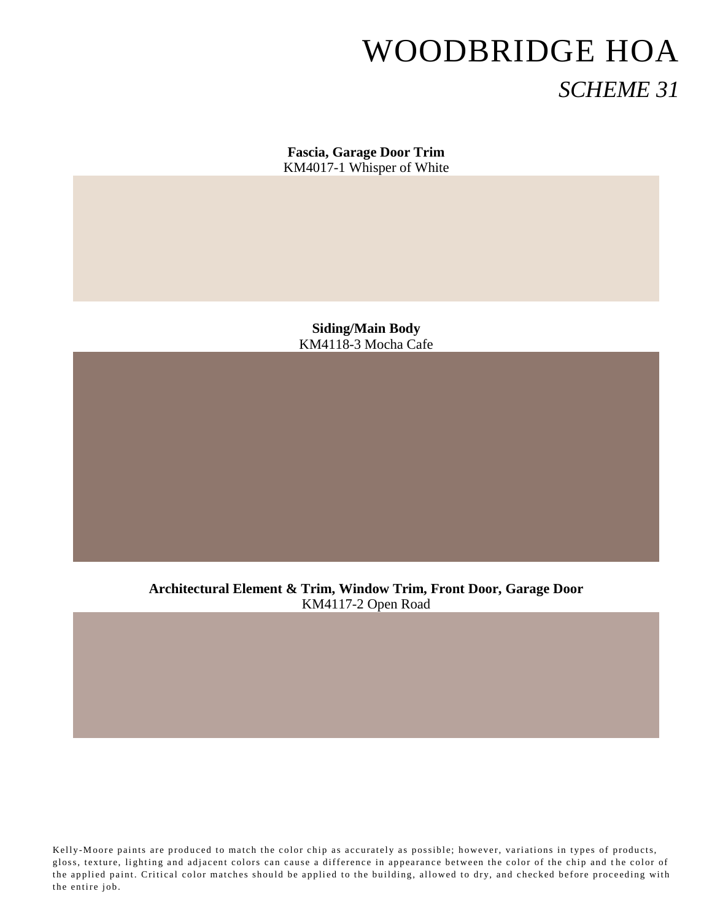# WOODBRIDGE HOA

## *SCHEME 31*

**Fascia, Garage Door Trim**
KM4017-1 Whisper of White

**Siding/Main Body**
KM4118-3 Mocha Cafe

**Architectural Element & Trim, Window Trim, Front Door, Garage Door**
KM4117-2 Open Road

Kelly-Moore paints are produced to match the color chip as accurately as possible; however, variations in types of products, gloss, texture, lighting and adjacent colors can cause a difference in appearance between the color of the chip and the color of the applied paint. Critical color matches should be applied to the building, allowed to dry, and checked before proceeding with the entire job.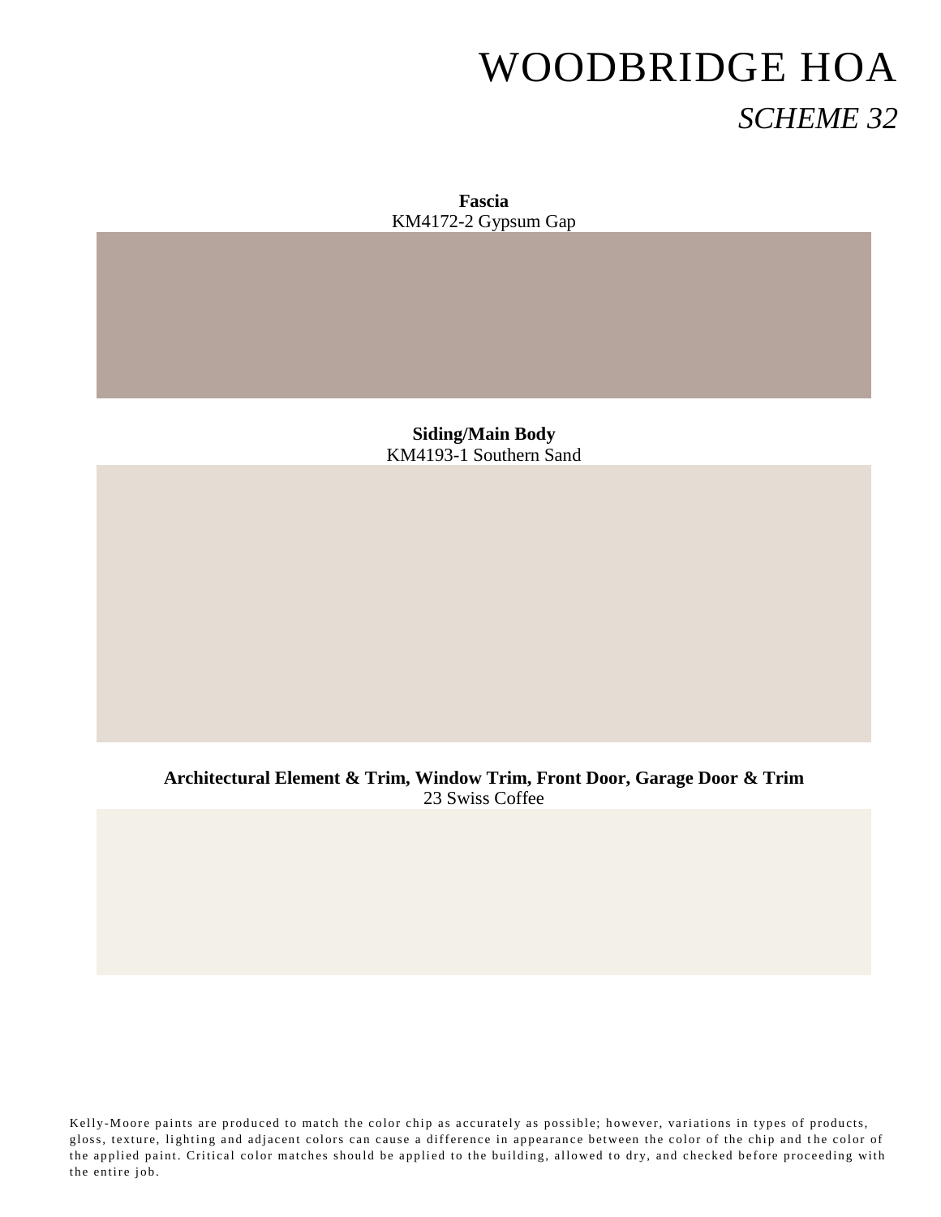# WOODBRIDGE HOA

## *SCHEME 32*

**Fascia**
KM4172-2 Gypsum Gap

**Siding/Main Body**
KM4193-1 Southern Sand

**Architectural Element & Trim, Window Trim, Front Door, Garage Door & Trim**
23 Swiss Coffee

Kelly-Moore paints are produced to match the color chip as accurately as possible; however, variations in types of products, gloss, texture, lighting and adjacent colors can cause a difference in appearance between the color of the chip and the color of the applied paint. Critical color matches should be applied to the building, allowed to dry, and checked before proceeding with the entire job.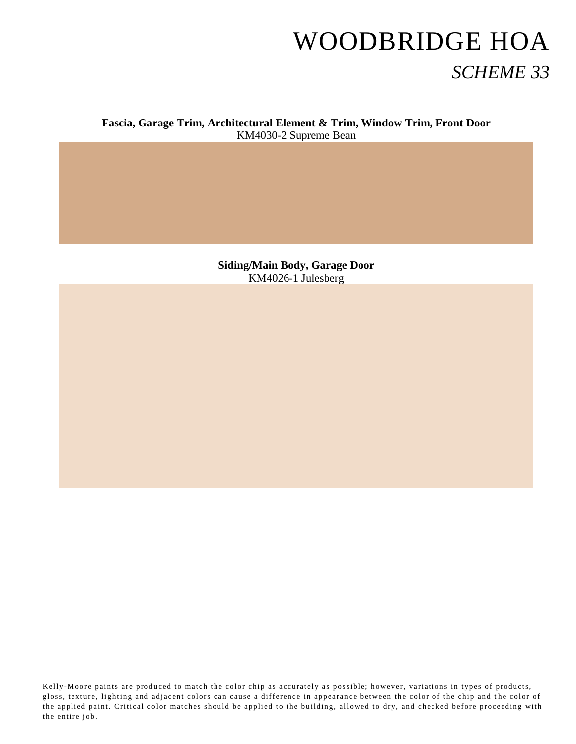# WOODBRIDGE HOA

## *SCHEME 33*

**Fascia, Garage Trim, Architectural Element & Trim, Window Trim, Front Door**
KM4030-2 Supreme Bean

**Siding/Main Body, Garage Door**
KM4026-1 Julesberg

Kelly-Moore paints are produced to match the color chip as accurately as possible; however, variations in types of products, gloss, texture, lighting and adjacent colors can cause a difference in appearance between the color of the chip and the color of the applied paint. Critical color matches should be applied to the building, allowed to dry, and checked before proceeding with the entire job.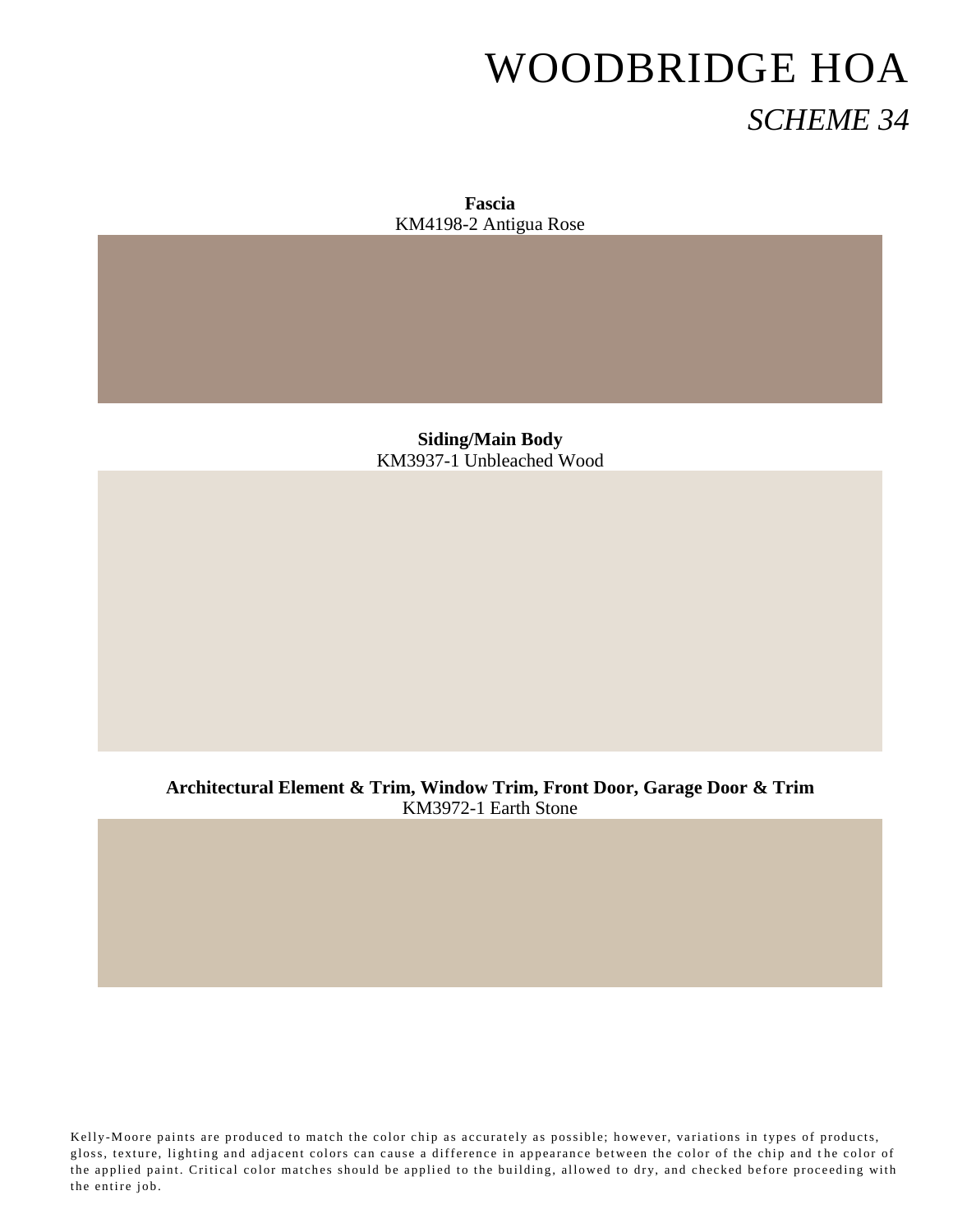# WOODBRIDGE HOA

## *SCHEME 34*

**Fascia**
KM4198-2 Antigua Rose

**Siding/Main Body**
KM3937-1 Unbleached Wood

**Architectural Element & Trim, Window Trim, Front Door, Garage Door & Trim**
KM3972-1 Earth Stone

Kelly-Moore paints are produced to match the color chip as accurately as possible; however, variations in types of products, gloss, texture, lighting and adjacent colors can cause a difference in appearance between the color of the chip and the color of the applied paint. Critical color matches should be applied to the building, allowed to dry, and checked before proceeding with the entire job.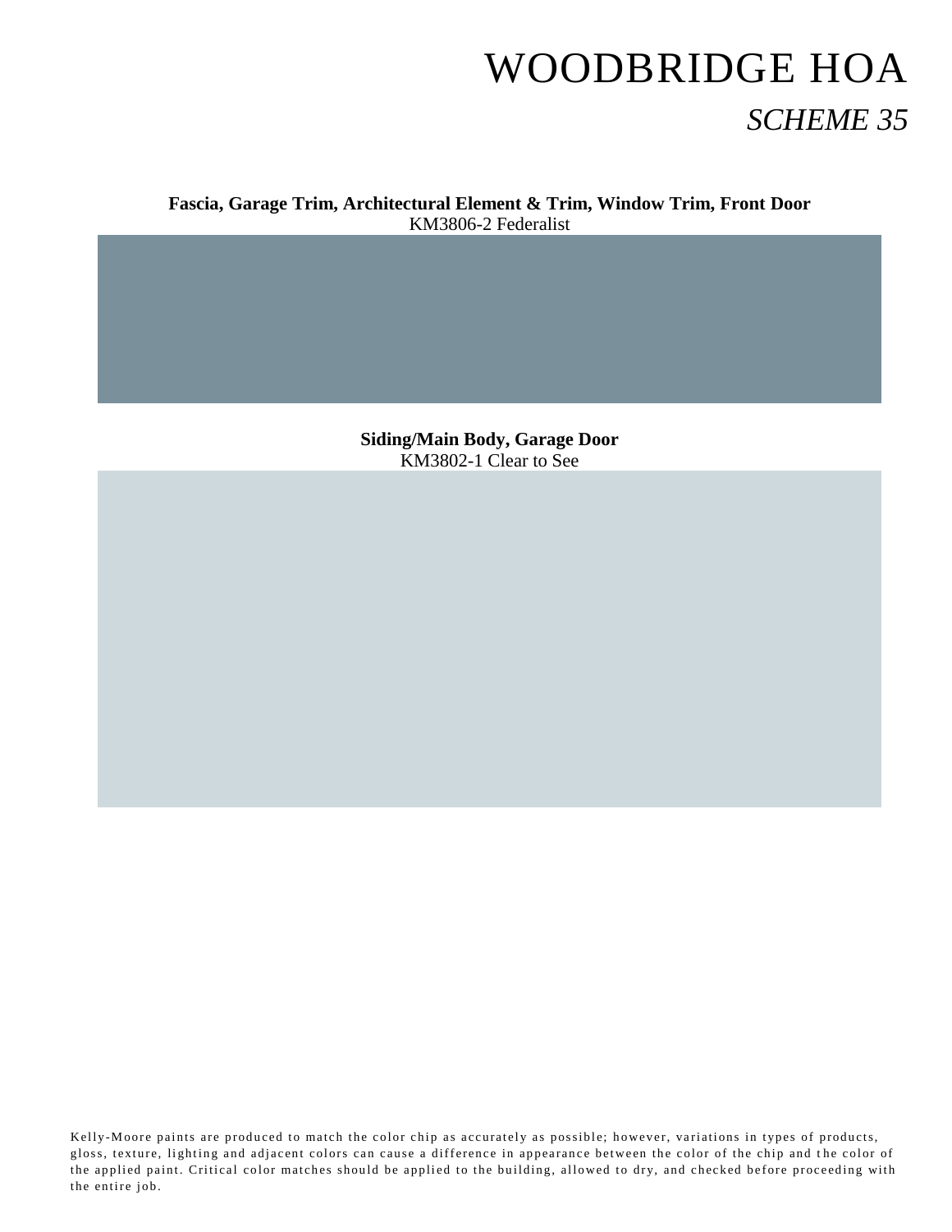# WOODBRIDGE HOA

## *SCHEME 35*

**Fascia, Garage Trim, Architectural Element & Trim, Window Trim, Front Door**
KM3806-2 Federalist

**Siding/Main Body, Garage Door**
KM3802-1 Clear to See

Kelly-Moore paints are produced to match the color chip as accurately as possible; however, variations in types of products, gloss, texture, lighting and adjacent colors can cause a difference in appearance between the color of the chip and the color of the applied paint. Critical color matches should be applied to the building, allowed to dry, and checked before proceeding with the entire job.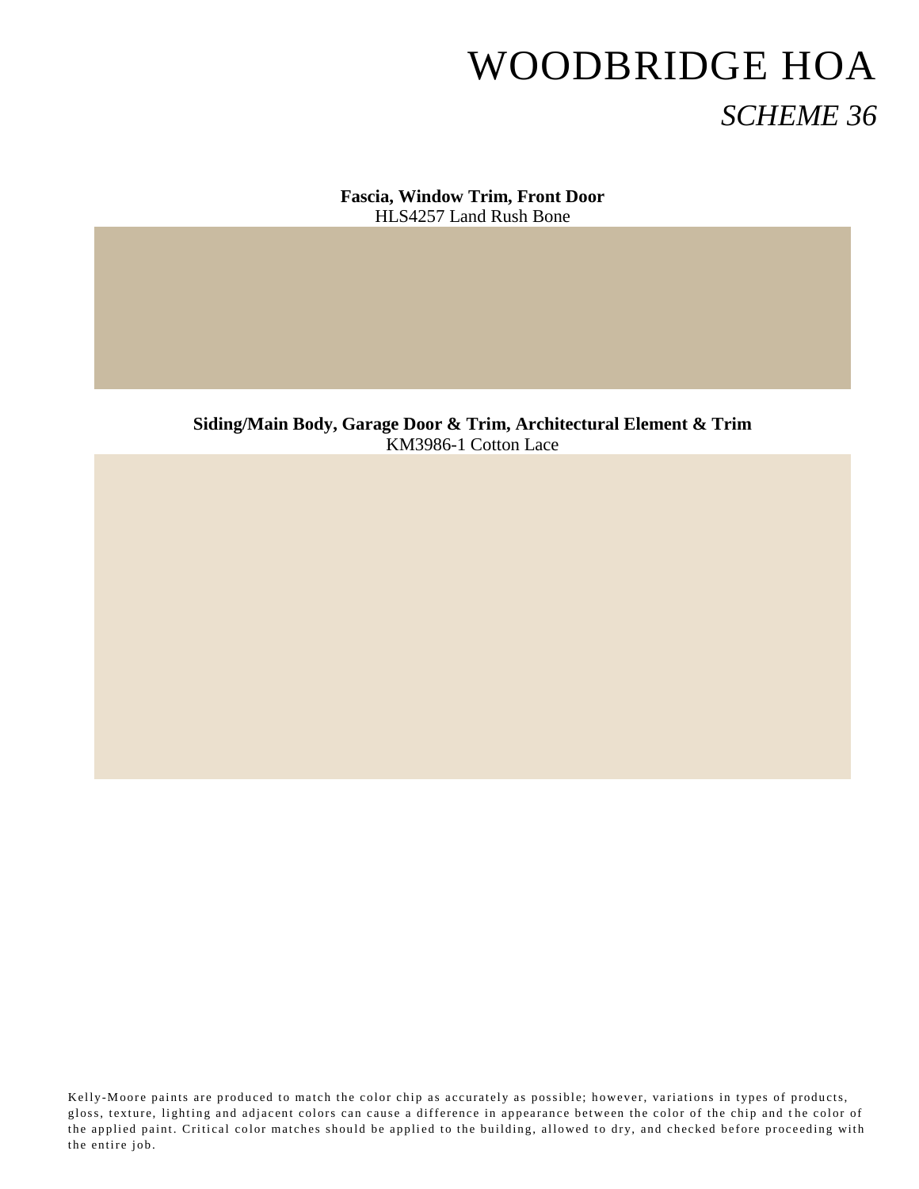# WOODBRIDGE HOA

## *SCHEME 36*

**Fascia, Window Trim, Front Door**
HLS4257 Land Rush Bone

**Siding/Main Body, Garage Door & Trim, Architectural Element & Trim**
KM3986-1 Cotton Lace

Kelly-Moore paints are produced to match the color chip as accurately as possible; however, variations in types of products, gloss, texture, lighting and adjacent colors can cause a difference in appearance between the color of the chip and the color of the applied paint. Critical color matches should be applied to the building, allowed to dry, and checked before proceeding with the entire job.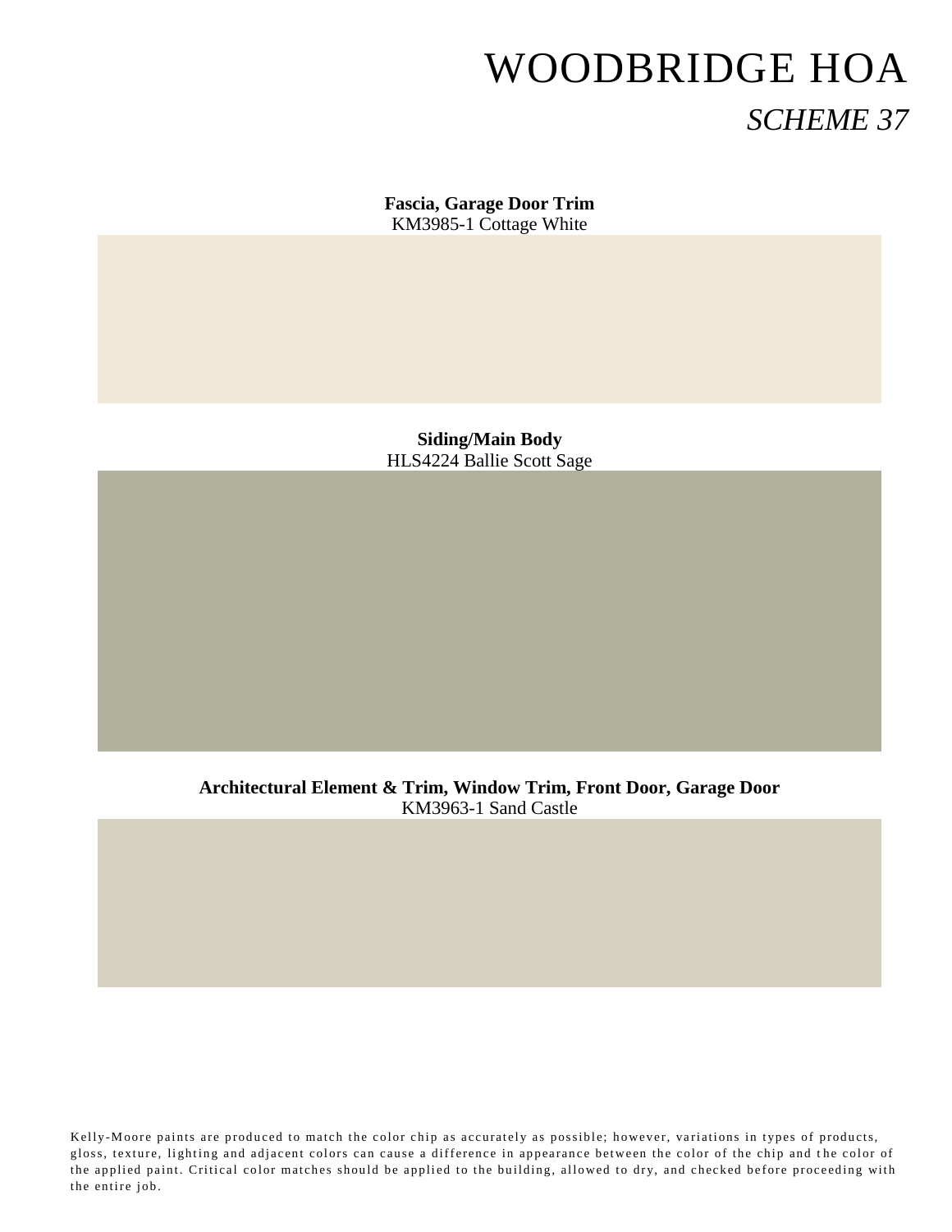# WOODBRIDGE HOA

## *SCHEME 37*

**Fascia, Garage Door Trim**
KM3985-1 Cottage White

**Siding/Main Body**
HLS4224 Ballie Scott Sage

**Architectural Element & Trim, Window Trim, Front Door, Garage Door**
KM3963-1 Sand Castle

Kelly-Moore paints are produced to match the color chip as accurately as possible; however, variations in types of products, gloss, texture, lighting and adjacent colors can cause a difference in appearance between the color of the chip and the color of the applied paint. Critical color matches should be applied to the building, allowed to dry, and checked before proceeding with the entire job.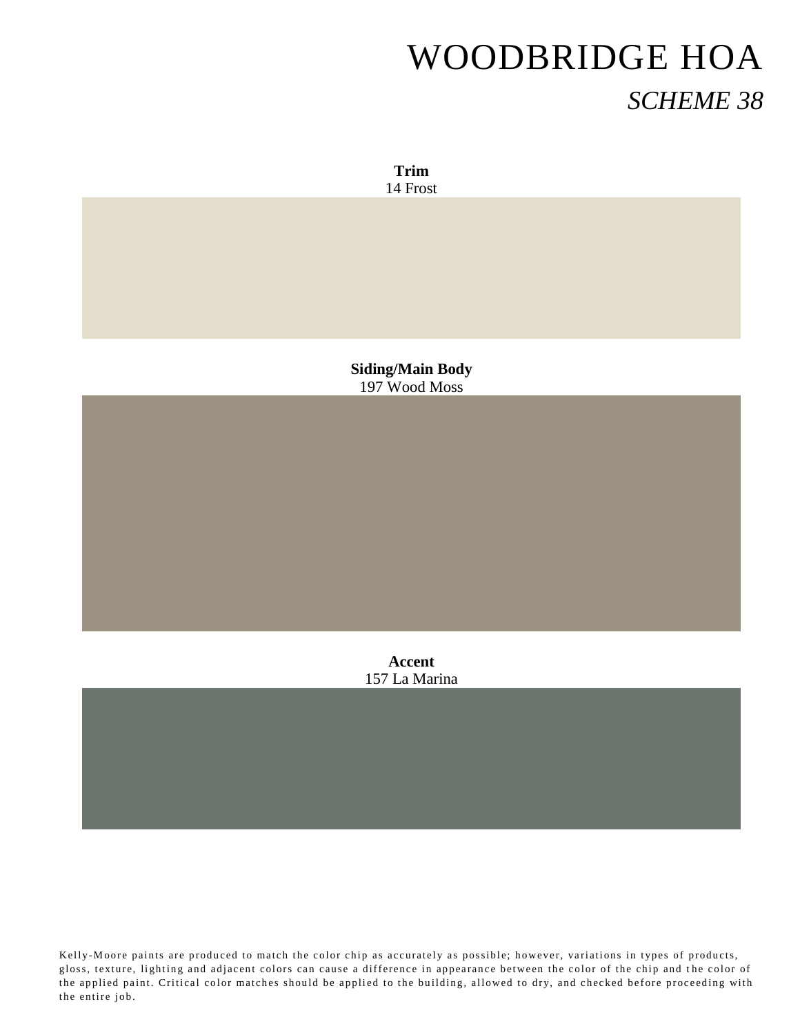# WOODBRIDGE HOA

## *SCHEME 38*

**Trim**
14 Frost

**Siding/Main Body**
197 Wood Moss

**Accent**
157 La Marina

Kelly-Moore paints are produced to match the color chip as accurately as possible; however, variations in types of products, gloss, texture, lighting and adjacent colors can cause a difference in appearance between the color of the chip and the color of the applied paint. Critical color matches should be applied to the building, allowed to dry, and checked before proceeding with the entire job.